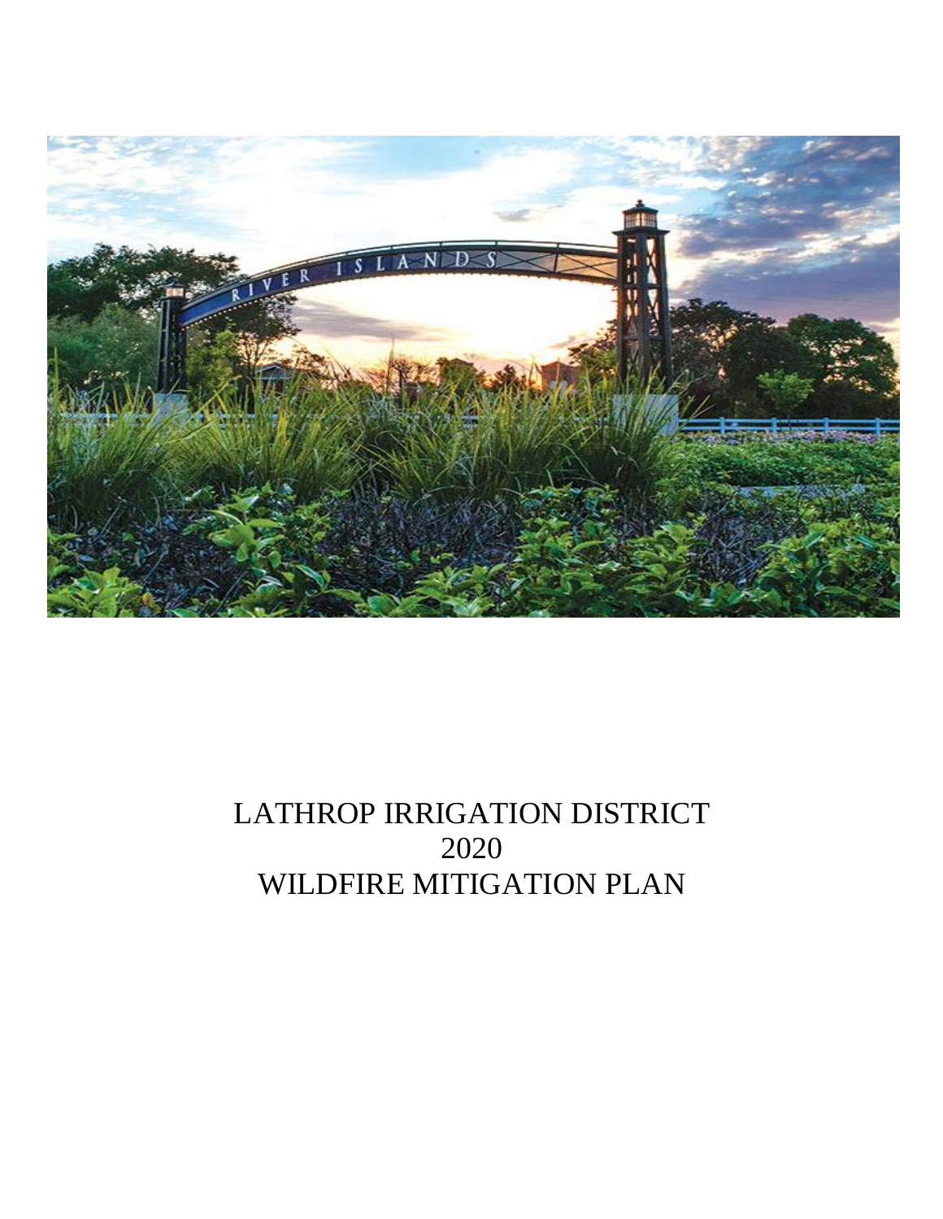# LATHROP IRRIGATION DISTRICT
# 2020
# WILDFIRE MITIGATION PLAN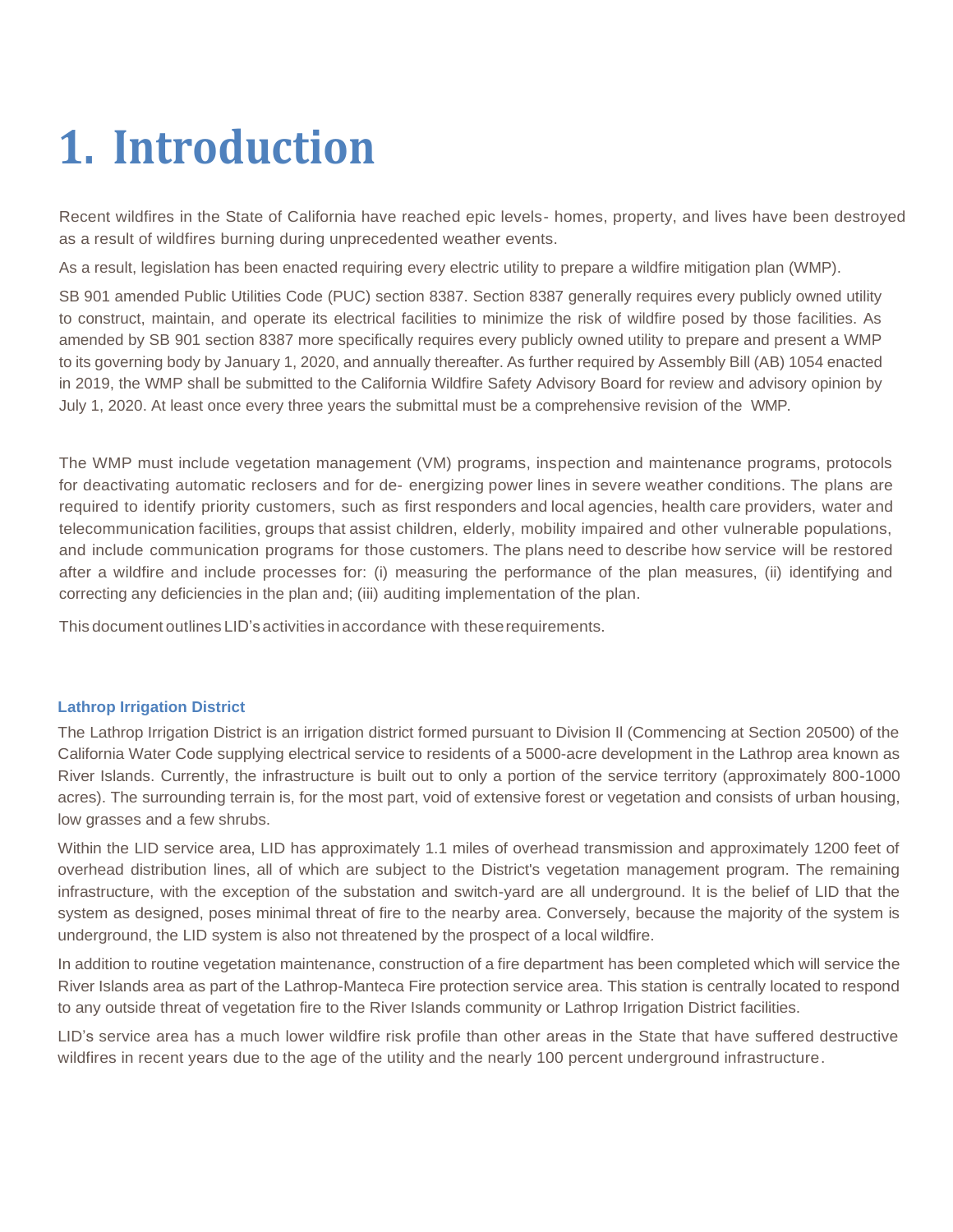# 1. Introduction

Recent wildfires in the State of California have reached epic levels- homes, property, and lives have been destroyed as a result of wildfires burning during unprecedented weather events.

As a result, legislation has been enacted requiring every electric utility to prepare a wildfire mitigation plan (WMP).

SB 901 amended Public Utilities Code (PUC) section 8387. Section 8387 generally requires every publicly owned utility to construct, maintain, and operate its electrical facilities to minimize the risk of wildfire posed by those facilities. As amended by SB 901 section 8387 more specifically requires every publicly owned utility to prepare and present a WMP to its governing body by January 1, 2020, and annually thereafter. As further required by Assembly Bill (AB) 1054 enacted in 2019, the WMP shall be submitted to the California Wildfire Safety Advisory Board for review and advisory opinion by July 1, 2020. At least once every three years the submittal must be a comprehensive revision of the WMP.

The WMP must include vegetation management (VM) programs, inspection and maintenance programs, protocols for deactivating automatic reclosers and for de- energizing power lines in severe weather conditions. The plans are required to identify priority customers, such as first responders and local agencies, health care providers, water and telecommunication facilities, groups that assist children, elderly, mobility impaired and other vulnerable populations, and include communication programs for those customers. The plans need to describe how service will be restored after a wildfire and include processes for: (i) measuring the performance of the plan measures, (ii) identifying and correcting any deficiencies in the plan and; (iii) auditing implementation of the plan.

This document outlines LID's activities in accordance with these requirements.

### Lathrop Irrigation District

The Lathrop Irrigation District is an irrigation district formed pursuant to Division II (Commencing at Section 20500) of the California Water Code supplying electrical service to residents of a 5000-acre development in the Lathrop area known as River Islands. Currently, the infrastructure is built out to only a portion of the service territory (approximately 800-1000 acres). The surrounding terrain is, for the most part, void of extensive forest or vegetation and consists of urban housing, low grasses and a few shrubs.

Within the LID service area, LID has approximately 1.1 miles of overhead transmission and approximately 1200 feet of overhead distribution lines, all of which are subject to the District's vegetation management program. The remaining infrastructure, with the exception of the substation and switch-yard are all underground. It is the belief of LID that the system as designed, poses minimal threat of fire to the nearby area. Conversely, because the majority of the system is underground, the LID system is also not threatened by the prospect of a local wildfire.

In addition to routine vegetation maintenance, construction of a fire department has been completed which will service the River Islands area as part of the Lathrop-Manteca Fire protection service area. This station is centrally located to respond to any outside threat of vegetation fire to the River Islands community or Lathrop Irrigation District facilities.

LID's service area has a much lower wildfire risk profile than other areas in the State that have suffered destructive wildfires in recent years due to the age of the utility and the nearly 100 percent underground infrastructure.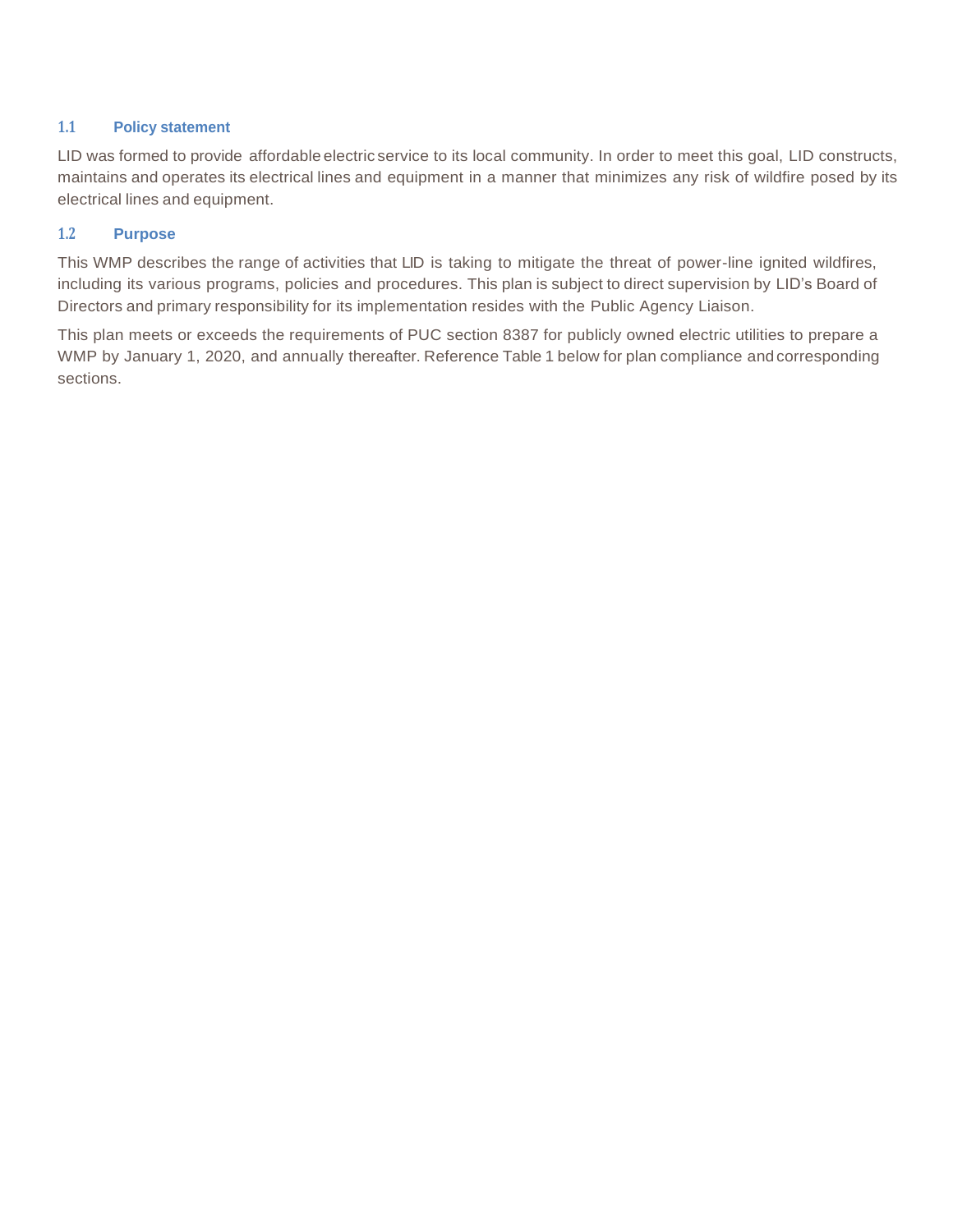### 1.1 Policy statement

LID was formed to provide affordable electric service to its local community. In order to meet this goal, LID constructs, maintains and operates its electrical lines and equipment in a manner that minimizes any risk of wildfire posed by its electrical lines and equipment.

### 1.2 Purpose

This WMP describes the range of activities that LID is taking to mitigate the threat of power-line ignited wildfires, including its various programs, policies and procedures. This plan is subject to direct supervision by LID's Board of Directors and primary responsibility for its implementation resides with the Public Agency Liaison.

This plan meets or exceeds the requirements of PUC section 8387 for publicly owned electric utilities to prepare a WMP by January 1, 2020, and annually thereafter. Reference Table 1 below for plan compliance and corresponding sections.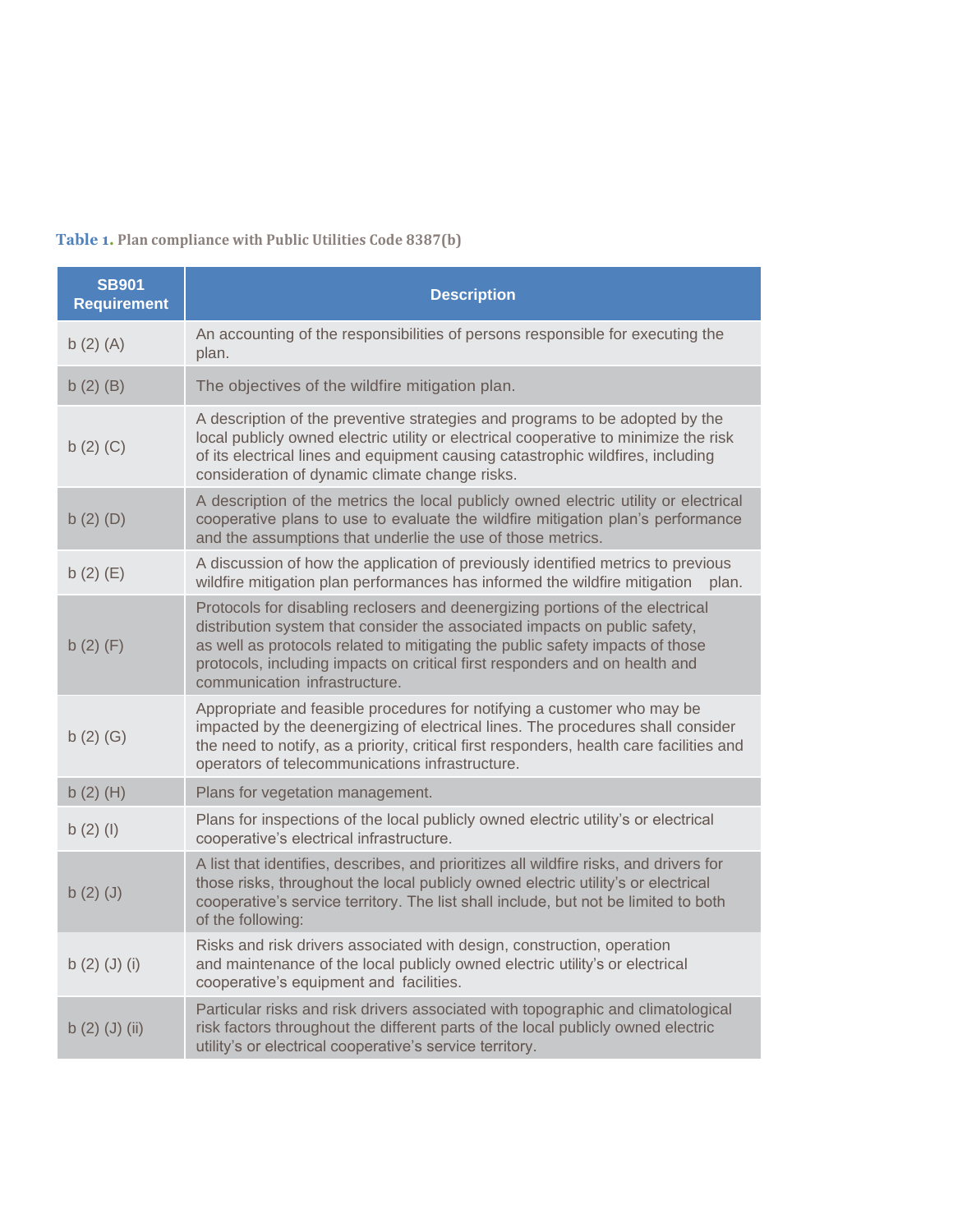**Table 1.** Plan compliance with Public Utilities Code 8387(b)

| SB901 Requirement | Description |
| --- | --- |
| b (2) (A) | An accounting of the responsibilities of persons responsible for executing the plan. |
| b (2) (B) | The objectives of the wildfire mitigation plan. |
| b (2) (C) | A description of the preventive strategies and programs to be adopted by the local publicly owned electric utility or electrical cooperative to minimize the risk of its electrical lines and equipment causing catastrophic wildfires, including consideration of dynamic climate change risks. |
| b (2) (D) | A description of the metrics the local publicly owned electric utility or electrical cooperative plans to use to evaluate the wildfire mitigation plan's performance and the assumptions that underlie the use of those metrics. |
| b (2) (E) | A discussion of how the application of previously identified metrics to previous wildfire mitigation plan performances has informed the wildfire mitigation plan. |
| b (2) (F) | Protocols for disabling reclosers and deenergizing portions of the electrical distribution system that consider the associated impacts on public safety, as well as protocols related to mitigating the public safety impacts of those protocols, including impacts on critical first responders and on health and communication infrastructure. |
| b (2) (G) | Appropriate and feasible procedures for notifying a customer who may be impacted by the deenergizing of electrical lines. The procedures shall consider the need to notify, as a priority, critical first responders, health care facilities and operators of telecommunications infrastructure. |
| b (2) (H) | Plans for vegetation management. |
| b (2) (I) | Plans for inspections of the local publicly owned electric utility's or electrical cooperative's electrical infrastructure. |
| b (2) (J) | A list that identifies, describes, and prioritizes all wildfire risks, and drivers for those risks, throughout the local publicly owned electric utility's or electrical cooperative's service territory. The list shall include, but not be limited to both of the following: |
| b (2) (J) (i) | Risks and risk drivers associated with design, construction, operation and maintenance of the local publicly owned electric utility's or electrical cooperative's equipment and facilities. |
| b (2) (J) (ii) | Particular risks and risk drivers associated with topographic and climatological risk factors throughout the different parts of the local publicly owned electric utility's or electrical cooperative's service territory. |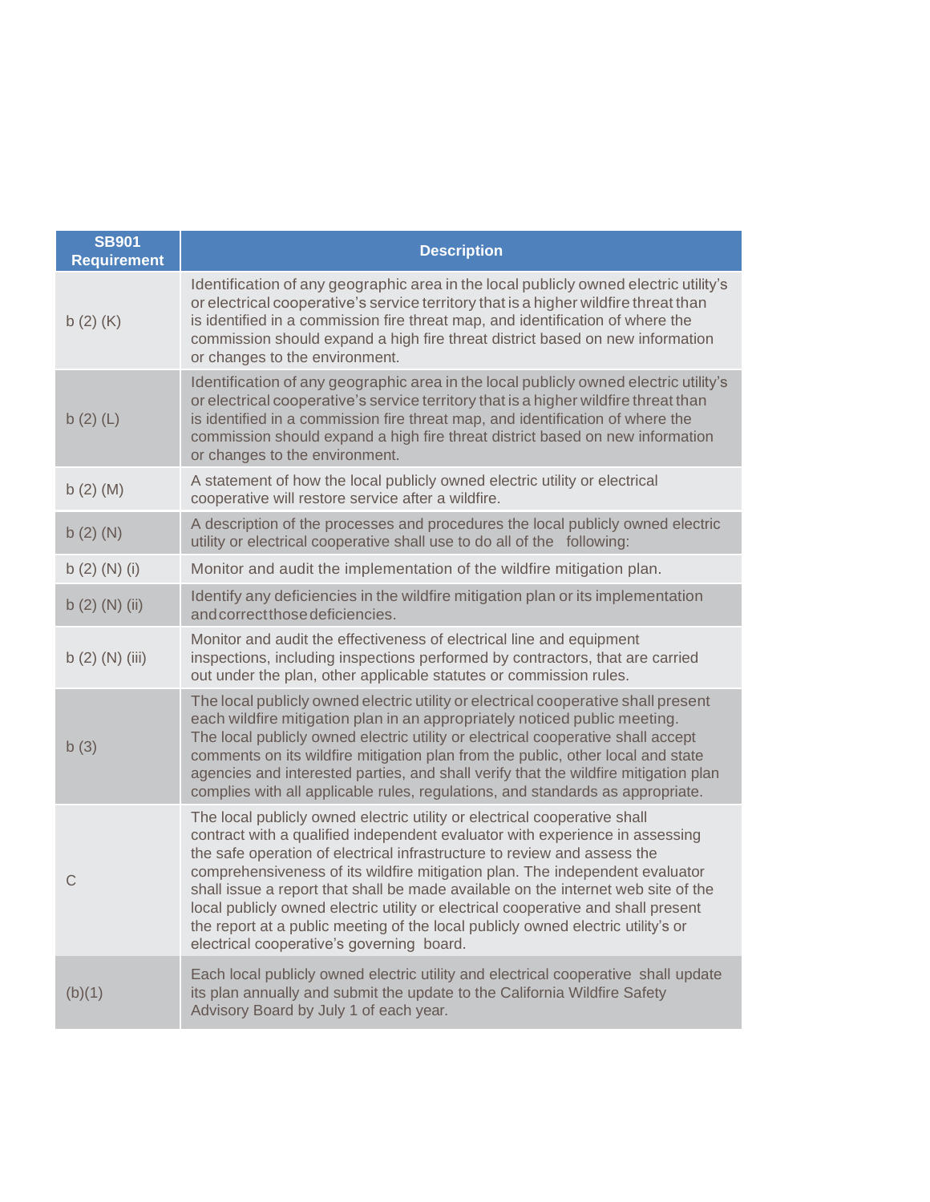| SB901 Requirement | Description |
|---|---|
| b (2) (K) | Identification of any geographic area in the local publicly owned electric utility's or electrical cooperative's service territory that is a higher wildfire threat than is identified in a commission fire threat map, and identification of where the commission should expand a high fire threat district based on new information or changes to the environment. |
| b (2) (L) | Identification of any geographic area in the local publicly owned electric utility's or electrical cooperative's service territory that is a higher wildfire threat than is identified in a commission fire threat map, and identification of where the commission should expand a high fire threat district based on new information or changes to the environment. |
| b (2) (M) | A statement of how the local publicly owned electric utility or electrical cooperative will restore service after a wildfire. |
| b (2) (N) | A description of the processes and procedures the local publicly owned electric utility or electrical cooperative shall use to do all of the following: |
| b (2) (N) (i) | Monitor and audit the implementation of the wildfire mitigation plan. |
| b (2) (N) (ii) | Identify any deficiencies in the wildfire mitigation plan or its implementation and correct those deficiencies. |
| b (2) (N) (iii) | Monitor and audit the effectiveness of electrical line and equipment inspections, including inspections performed by contractors, that are carried out under the plan, other applicable statutes or commission rules. |
| b (3) | The local publicly owned electric utility or electrical cooperative shall present each wildfire mitigation plan in an appropriately noticed public meeting. The local publicly owned electric utility or electrical cooperative shall accept comments on its wildfire mitigation plan from the public, other local and state agencies and interested parties, and shall verify that the wildfire mitigation plan complies with all applicable rules, regulations, and standards as appropriate. |
| C | The local publicly owned electric utility or electrical cooperative shall contract with a qualified independent evaluator with experience in assessing the safe operation of electrical infrastructure to review and assess the comprehensiveness of its wildfire mitigation plan. The independent evaluator shall issue a report that shall be made available on the internet web site of the local publicly owned electric utility or electrical cooperative and shall present the report at a public meeting of the local publicly owned electric utility's or electrical cooperative's governing board. |
| (b)(1) | Each local publicly owned electric utility and electrical cooperative shall update its plan annually and submit the update to the California Wildfire Safety Advisory Board by July 1 of each year. |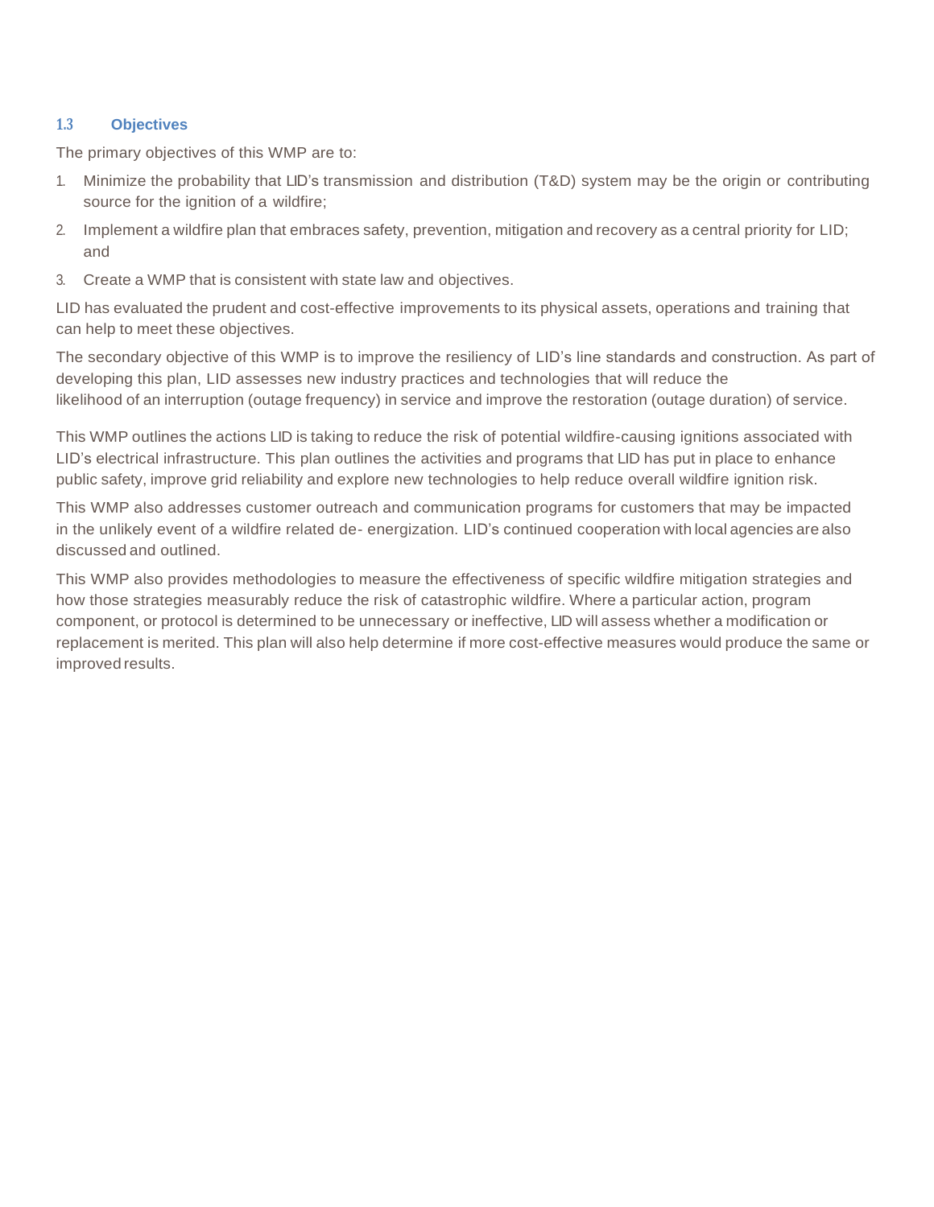## 1.3 Objectives

The primary objectives of this WMP are to:

1. Minimize the probability that LID's transmission and distribution (T&D) system may be the origin or contributing source for the ignition of a wildfire;
2. Implement a wildfire plan that embraces safety, prevention, mitigation and recovery as a central priority for LID; and
3. Create a WMP that is consistent with state law and objectives.

LID has evaluated the prudent and cost-effective improvements to its physical assets, operations and training that can help to meet these objectives.

The secondary objective of this WMP is to improve the resiliency of LID's line standards and construction. As part of developing this plan, LID assesses new industry practices and technologies that will reduce the likelihood of an interruption (outage frequency) in service and improve the restoration (outage duration) of service.

This WMP outlines the actions LID is taking to reduce the risk of potential wildfire-causing ignitions associated with LID's electrical infrastructure. This plan outlines the activities and programs that LID has put in place to enhance public safety, improve grid reliability and explore new technologies to help reduce overall wildfire ignition risk.

This WMP also addresses customer outreach and communication programs for customers that may be impacted in the unlikely event of a wildfire related de- energization. LID's continued cooperation with local agencies are also discussed and outlined.

This WMP also provides methodologies to measure the effectiveness of specific wildfire mitigation strategies and how those strategies measurably reduce the risk of catastrophic wildfire. Where a particular action, program component, or protocol is determined to be unnecessary or ineffective, LID will assess whether a modification or replacement is merited. This plan will also help determine if more cost-effective measures would produce the same or improved results.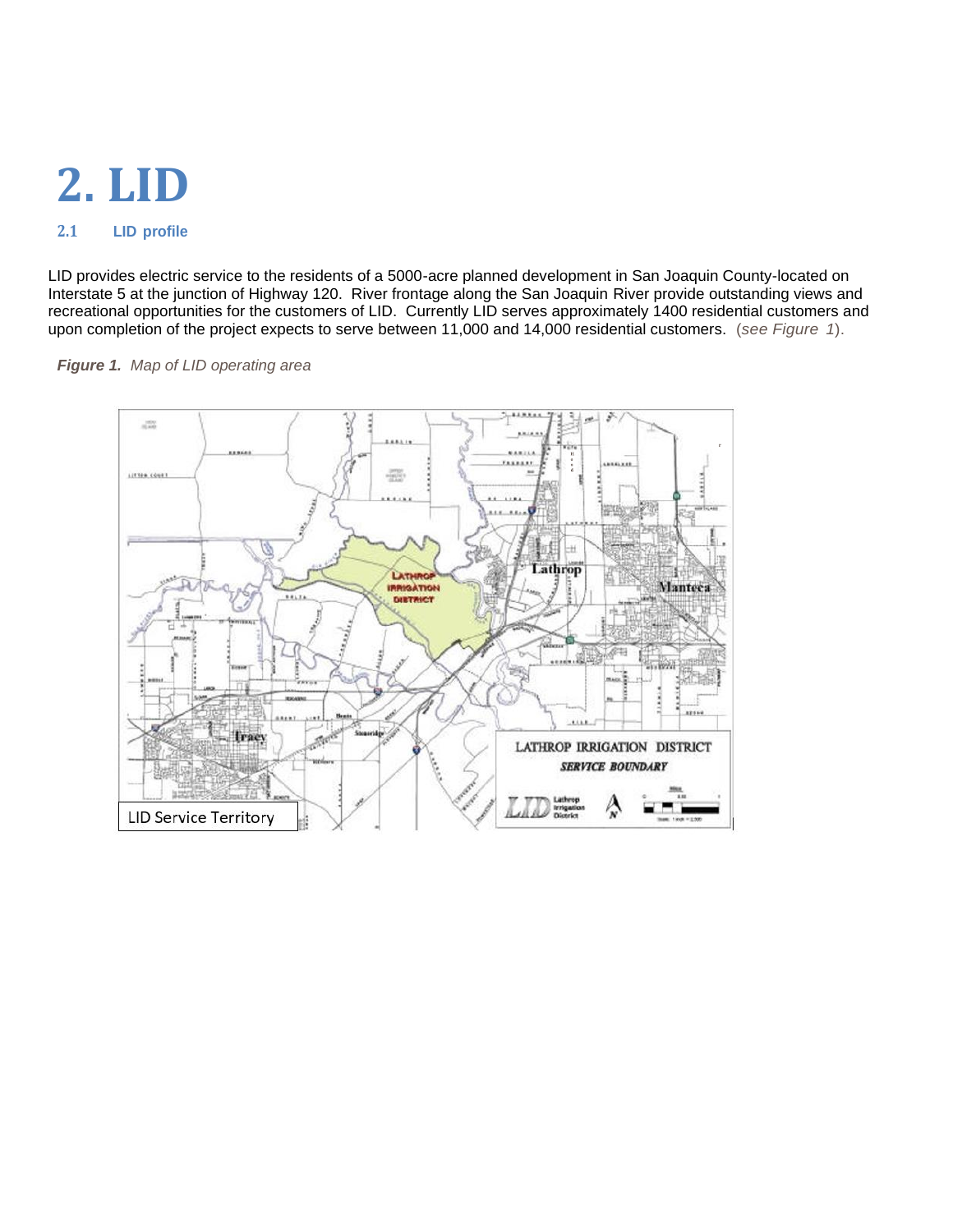# 2. LID

## 2.1 LID profile

LID provides electric service to the residents of a 5000-acre planned development in San Joaquin County-located on Interstate 5 at the junction of Highway 120. River frontage along the San Joaquin River provide outstanding views and recreational opportunities for the customers of LID. Currently LID serves approximately 1400 residential customers and upon completion of the project expects to serve between 11,000 and 14,000 residential customers. (*see Figure 1*).

***Figure 1.*** *Map of LID operating area*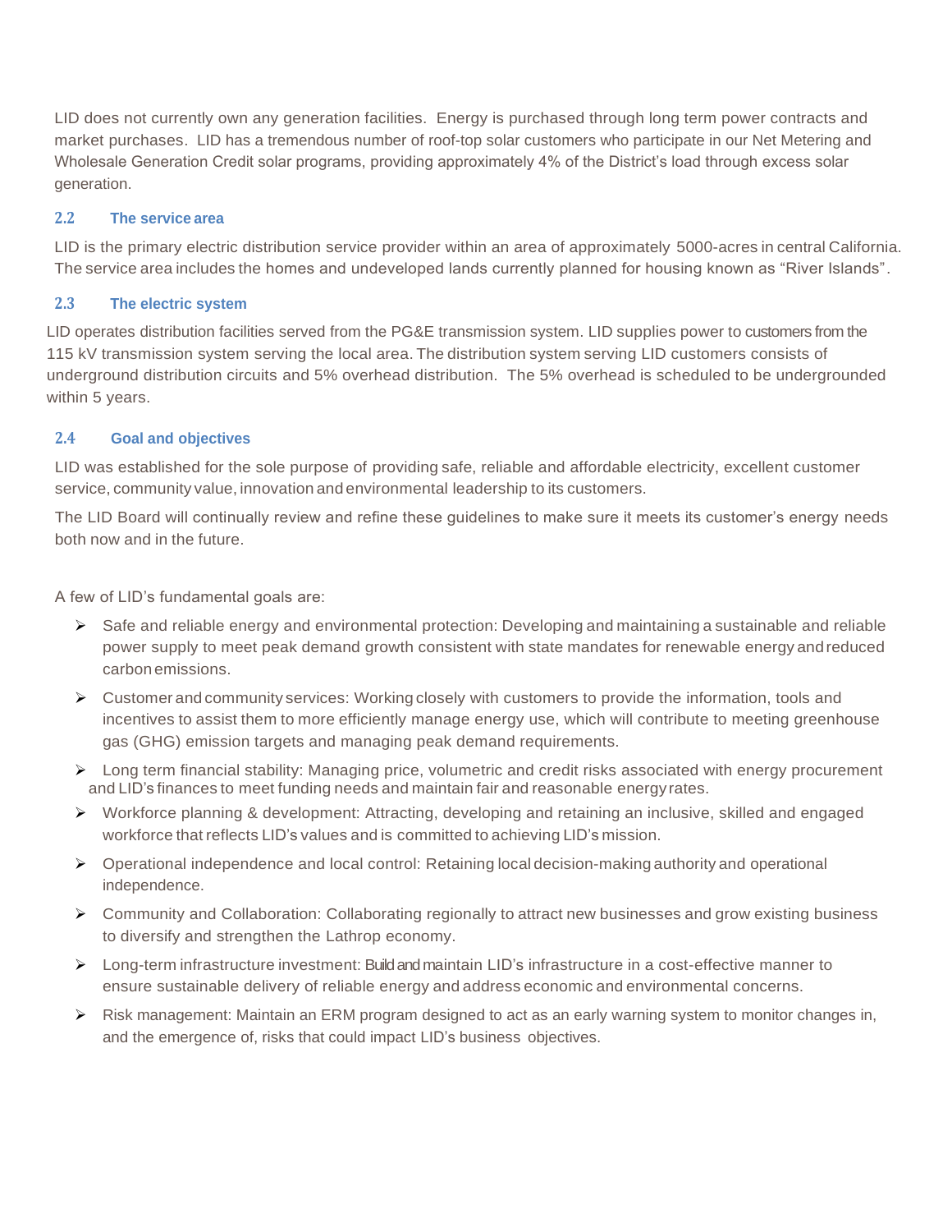LID does not currently own any generation facilities. Energy is purchased through long term power contracts and market purchases. LID has a tremendous number of roof-top solar customers who participate in our Net Metering and Wholesale Generation Credit solar programs, providing approximately 4% of the District's load through excess solar generation.

## 2.2 The service area

LID is the primary electric distribution service provider within an area of approximately 5000-acres in central California. The service area includes the homes and undeveloped lands currently planned for housing known as "River Islands".

## 2.3 The electric system

LID operates distribution facilities served from the PG&E transmission system. LID supplies power to customers from the 115 kV transmission system serving the local area. The distribution system serving LID customers consists of underground distribution circuits and 5% overhead distribution. The 5% overhead is scheduled to be undergrounded within 5 years.

## 2.4 Goal and objectives

LID was established for the sole purpose of providing safe, reliable and affordable electricity, excellent customer service, community value, innovation and environmental leadership to its customers.

The LID Board will continually review and refine these guidelines to make sure it meets its customer's energy needs both now and in the future.

A few of LID's fundamental goals are:

- Safe and reliable energy and environmental protection: Developing and maintaining a sustainable and reliable power supply to meet peak demand growth consistent with state mandates for renewable energy and reduced carbon emissions.
- Customer and community services: Working closely with customers to provide the information, tools and incentives to assist them to more efficiently manage energy use, which will contribute to meeting greenhouse gas (GHG) emission targets and managing peak demand requirements.
- Long term financial stability: Managing price, volumetric and credit risks associated with energy procurement and LID's finances to meet funding needs and maintain fair and reasonable energy rates.
- Workforce planning & development: Attracting, developing and retaining an inclusive, skilled and engaged workforce that reflects LID's values and is committed to achieving LID's mission.
- Operational independence and local control: Retaining local decision-making authority and operational independence.
- Community and Collaboration: Collaborating regionally to attract new businesses and grow existing business to diversify and strengthen the Lathrop economy.
- Long-term infrastructure investment: Build and maintain LID's infrastructure in a cost-effective manner to ensure sustainable delivery of reliable energy and address economic and environmental concerns.
- Risk management: Maintain an ERM program designed to act as an early warning system to monitor changes in, and the emergence of, risks that could impact LID's business objectives.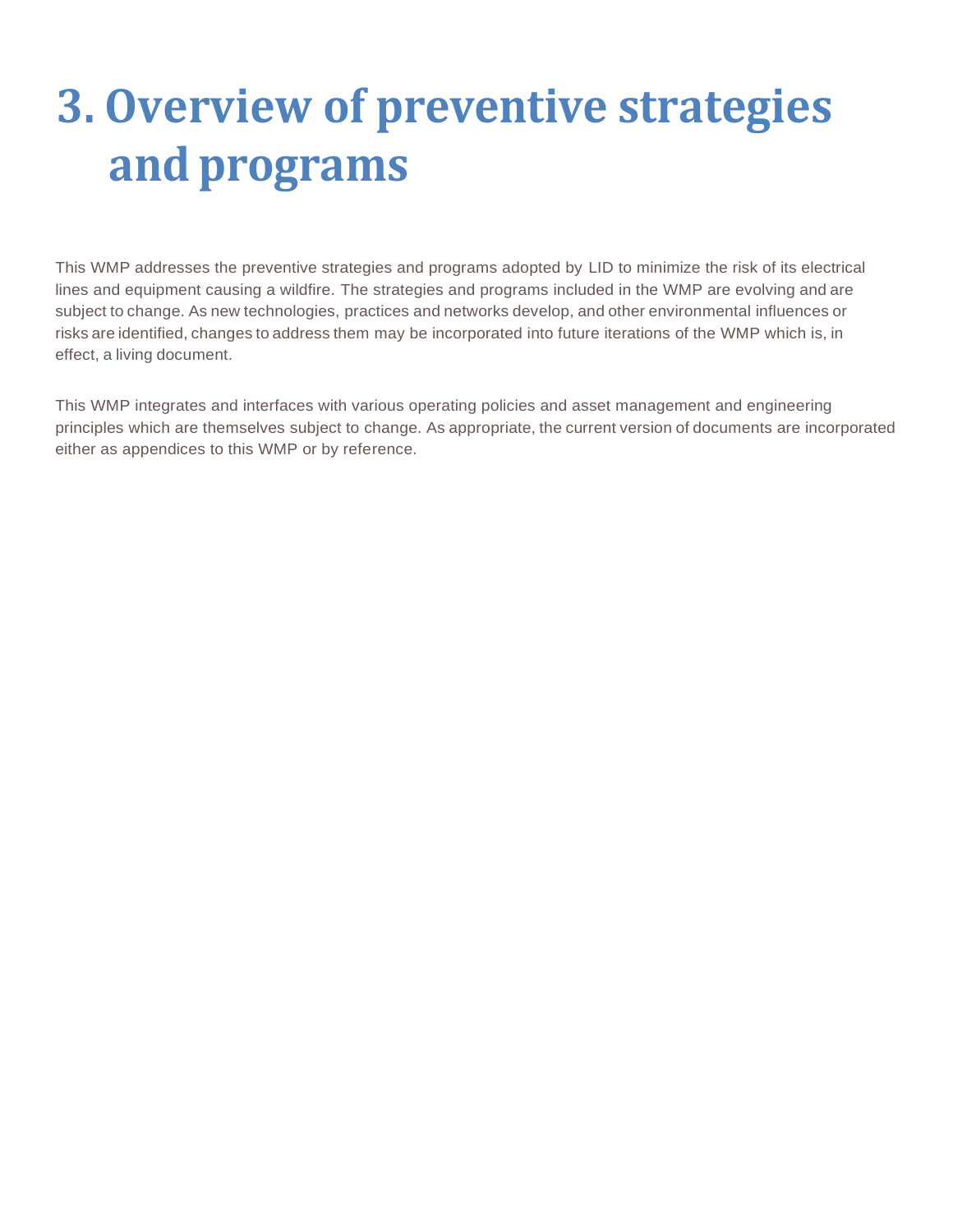# 3. Overview of preventive strategies and programs

This WMP addresses the preventive strategies and programs adopted by LID to minimize the risk of its electrical lines and equipment causing a wildfire. The strategies and programs included in the WMP are evolving and are subject to change. As new technologies, practices and networks develop, and other environmental influences or risks are identified, changes to address them may be incorporated into future iterations of the WMP which is, in effect, a living document.

This WMP integrates and interfaces with various operating policies and asset management and engineering principles which are themselves subject to change. As appropriate, the current version of documents are incorporated either as appendices to this WMP or by reference.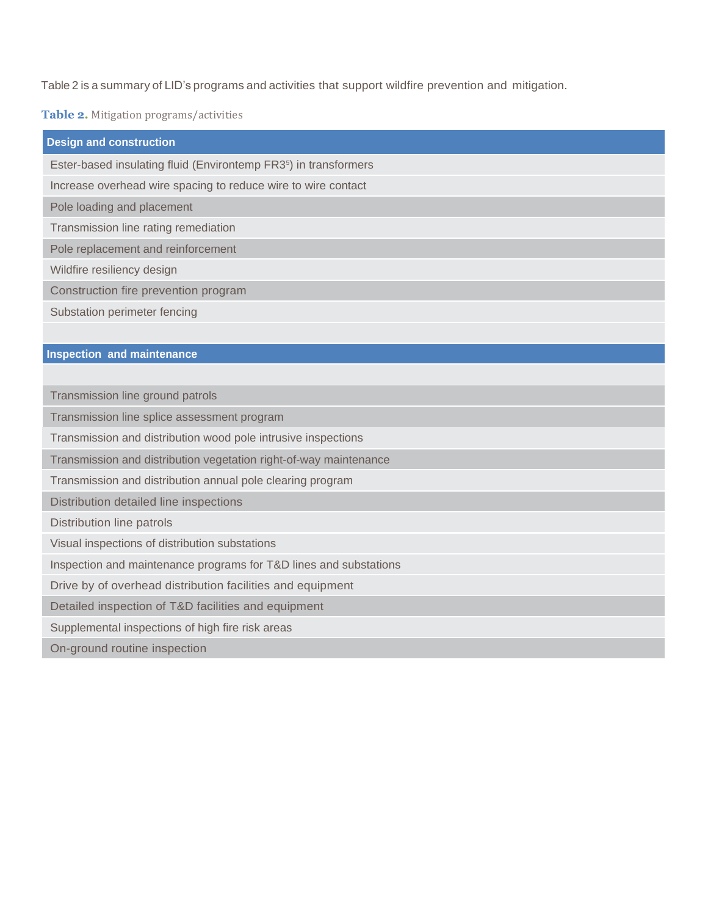Table 2 is a summary of LID's programs and activities that support wildfire prevention and mitigation.

**Table 2.** Mitigation programs/activities

| **Design and construction** |
| --- |
| Ester-based insulating fluid (Environtemp FR3[5]) in transformers |
| Increase overhead wire spacing to reduce wire to wire contact |
| Pole loading and placement |
| Transmission line rating remediation |
| Pole replacement and reinforcement |
| Wildfire resiliency design |
| Construction fire prevention program |
| Substation perimeter fencing |
| |
| **Inspection and maintenance** |
| |
| Transmission line ground patrols |
| Transmission line splice assessment program |
| Transmission and distribution wood pole intrusive inspections |
| Transmission and distribution vegetation right-of-way maintenance |
| Transmission and distribution annual pole clearing program |
| Distribution detailed line inspections |
| Distribution line patrols |
| Visual inspections of distribution substations |
| Inspection and maintenance programs for T&D lines and substations |
| Drive by of overhead distribution facilities and equipment |
| Detailed inspection of T&D facilities and equipment |
| Supplemental inspections of high fire risk areas |
| On-ground routine inspection |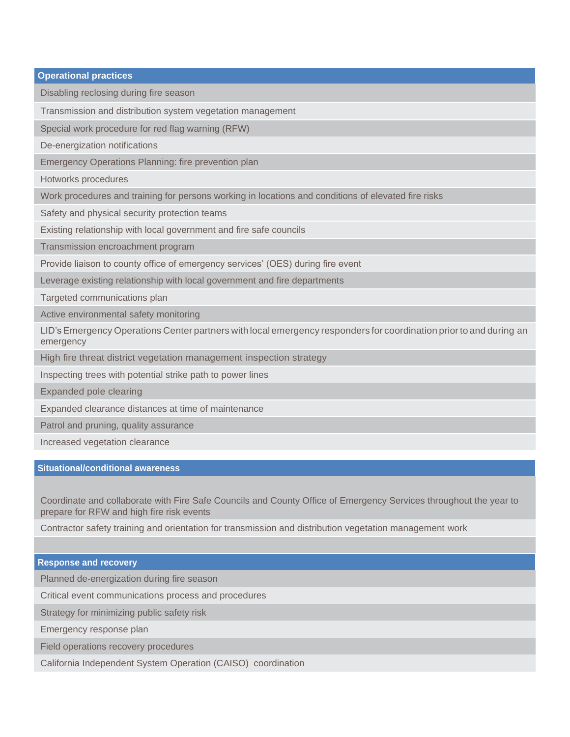| Operational practices |
| --- |
| Disabling reclosing during fire season |
| Transmission and distribution system vegetation management |
| Special work procedure for red flag warning (RFW) |
| De-energization notifications |
| Emergency Operations Planning: fire prevention plan |
| Hotworks procedures |
| Work procedures and training for persons working in locations and conditions of elevated fire risks |
| Safety and physical security protection teams |
| Existing relationship with local government and fire safe councils |
| Transmission encroachment program |
| Provide liaison to county office of emergency services' (OES) during fire event |
| Leverage existing relationship with local government and fire departments |
| Targeted communications plan |
| Active environmental safety monitoring |
| LID's Emergency Operations Center partners with local emergency responders for coordination prior to and during an emergency |
| High fire threat district vegetation management inspection strategy |
| Inspecting trees with potential strike path to power lines |
| Expanded pole clearing |
| Expanded clearance distances at time of maintenance |
| Patrol and pruning, quality assurance |
| Increased vegetation clearance |

| Situational/conditional awareness |
| --- |
| Coordinate and collaborate with Fire Safe Councils and County Office of Emergency Services throughout the year to prepare for RFW and high fire risk events |
| Contractor safety training and orientation for transmission and distribution vegetation management work |
| |

| Response and recovery |
| --- |
| Planned de-energization during fire season |
| Critical event communications process and procedures |
| Strategy for minimizing public safety risk |
| Emergency response plan |
| Field operations recovery procedures |
| California Independent System Operation (CAISO) coordination |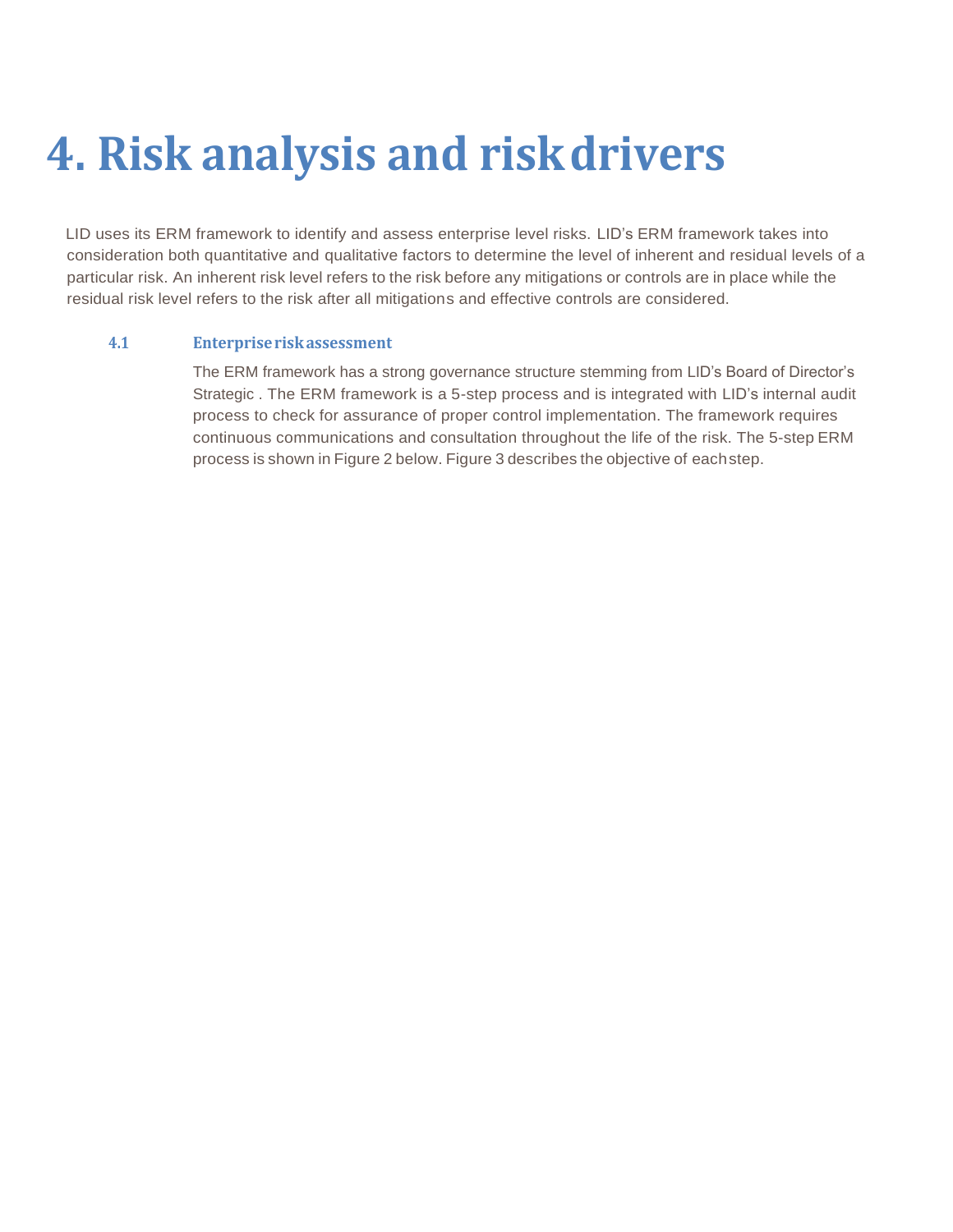# 4. Risk analysis and risk drivers

LID uses its ERM framework to identify and assess enterprise level risks. LID's ERM framework takes into consideration both quantitative and qualitative factors to determine the level of inherent and residual levels of a particular risk. An inherent risk level refers to the risk before any mitigations or controls are in place while the residual risk level refers to the risk after all mitigations and effective controls are considered.

## 4.1 Enterprise risk assessment

The ERM framework has a strong governance structure stemming from LID's Board of Director's Strategic . The ERM framework is a 5-step process and is integrated with LID's internal audit process to check for assurance of proper control implementation. The framework requires continuous communications and consultation throughout the life of the risk. The 5-step ERM process is shown in Figure 2 below. Figure 3 describes the objective of each step.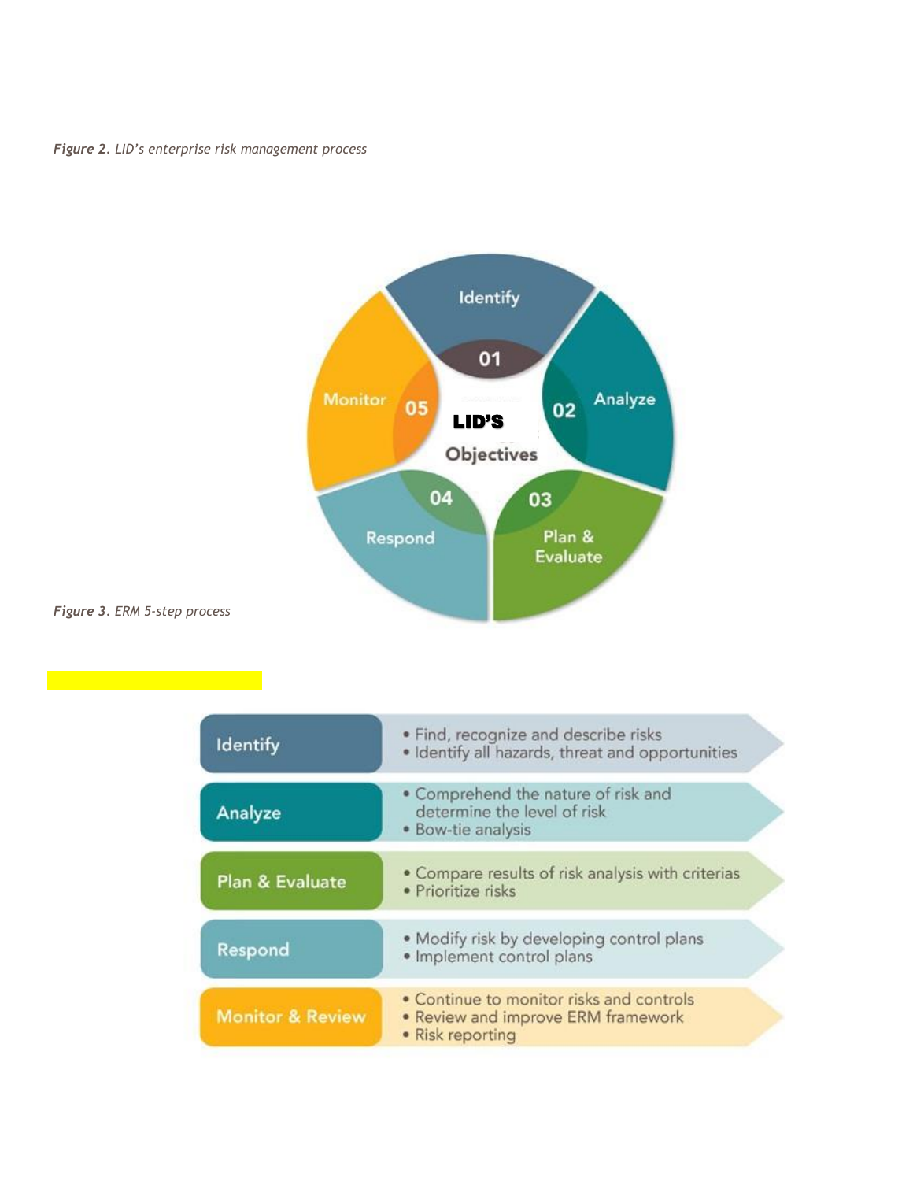*Figure 2. LID's enterprise risk management process*

01 Identify
02 Analyze
03 Plan & Evaluate
04 Respond
05 Monitor

LID'S Objectives

*Figure 3. ERM 5-step process*

| Step | Description |
| --- | --- |
| Identify | • Find, recognize and describe risks<br>• Identify all hazards, threat and opportunities |
| Analyze | • Comprehend the nature of risk and determine the level of risk<br>• Bow-tie analysis |
| Plan & Evaluate | • Compare results of risk analysis with criterias<br>• Prioritize risks |
| Respond | • Modify risk by developing control plans<br>• Implement control plans |
| Monitor & Review | • Continue to monitor risks and controls<br>• Review and improve ERM framework<br>• Risk reporting |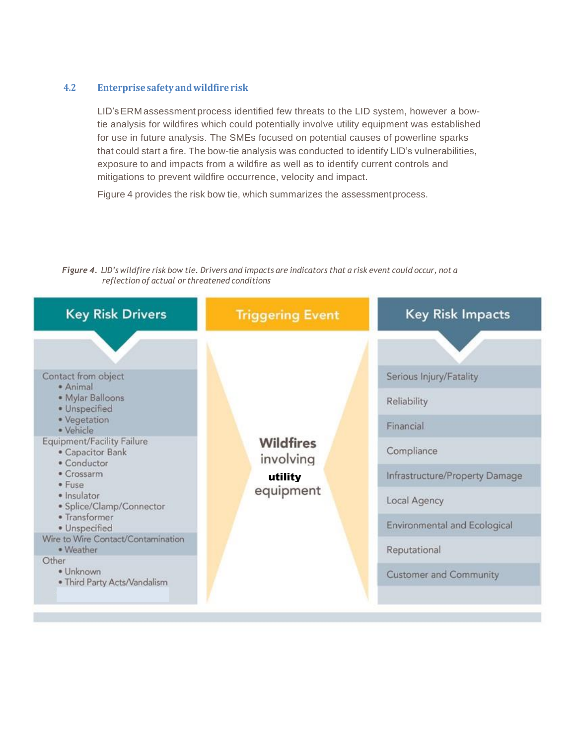## 4.2 Enterprise safety and wildfire risk

LID's ERM assessment process identified few threats to the LID system, however a bow-tie analysis for wildfires which could potentially involve utility equipment was established for use in future analysis. The SMEs focused on potential causes of powerline sparks that could start a fire. The bow-tie analysis was conducted to identify LID's vulnerabilities, exposure to and impacts from a wildfire as well as to identify current controls and mitigations to prevent wildfire occurrence, velocity and impact.

Figure 4 provides the risk bow tie, which summarizes the assessment process.

*Figure 4. LID's wildfire risk bow tie. Drivers and impacts are indicators that a risk event could occur, not a reflection of actual or threatened conditions*

| Key Risk Drivers | Triggering Event | Key Risk Impacts |
|---|---|---|
| Contact from object<br>• Animal<br>• Mylar Balloons<br>• Unspecified<br>• Vegetation<br>• Vehicle<br>Equipment/Facility Failure<br>• Capacitor Bank<br>• Conductor<br>• Crossarm<br>• Fuse<br>• Insulator<br>• Splice/Clamp/Connector<br>• Transformer<br>• Unspecified<br>Wire to Wire Contact/Contamination<br>• Weather<br>Other<br>• Unknown<br>• Third Party Acts/Vandalism | **Wildfires** involving **utility** equipment | Serious Injury/Fatality<br>Reliability<br>Financial<br>Compliance<br>Infrastructure/Property Damage<br>Local Agency<br>Environmental and Ecological<br>Reputational<br>Customer and Community |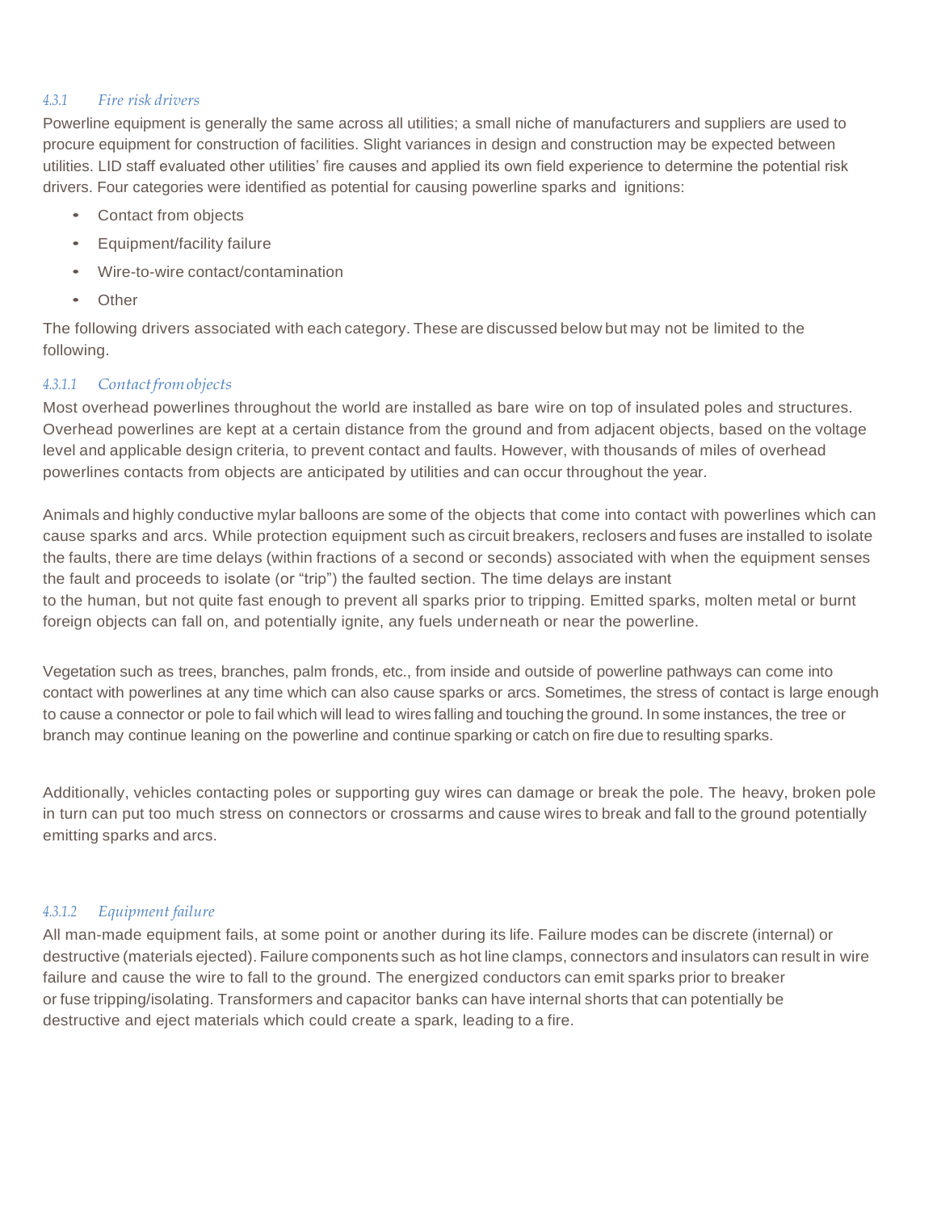#### 4.3.1 Fire risk drivers

Powerline equipment is generally the same across all utilities; a small niche of manufacturers and suppliers are used to procure equipment for construction of facilities. Slight variances in design and construction may be expected between utilities. LID staff evaluated other utilities' fire causes and applied its own field experience to determine the potential risk drivers. Four categories were identified as potential for causing powerline sparks and ignitions:

- Contact from objects
- Equipment/facility failure
- Wire-to-wire contact/contamination
- Other

The following drivers associated with each category. These are discussed below but may not be limited to the following.

##### 4.3.1.1 Contact from objects

Most overhead powerlines throughout the world are installed as bare wire on top of insulated poles and structures. Overhead powerlines are kept at a certain distance from the ground and from adjacent objects, based on the voltage level and applicable design criteria, to prevent contact and faults. However, with thousands of miles of overhead powerlines contacts from objects are anticipated by utilities and can occur throughout the year.

Animals and highly conductive mylar balloons are some of the objects that come into contact with powerlines which can cause sparks and arcs. While protection equipment such as circuit breakers, reclosers and fuses are installed to isolate the faults, there are time delays (within fractions of a second or seconds) associated with when the equipment senses the fault and proceeds to isolate (or "trip") the faulted section. The time delays are instant to the human, but not quite fast enough to prevent all sparks prior to tripping. Emitted sparks, molten metal or burnt foreign objects can fall on, and potentially ignite, any fuels underneath or near the powerline.

Vegetation such as trees, branches, palm fronds, etc., from inside and outside of powerline pathways can come into contact with powerlines at any time which can also cause sparks or arcs. Sometimes, the stress of contact is large enough to cause a connector or pole to fail which will lead to wires falling and touching the ground. In some instances, the tree or branch may continue leaning on the powerline and continue sparking or catch on fire due to resulting sparks.

Additionally, vehicles contacting poles or supporting guy wires can damage or break the pole. The heavy, broken pole in turn can put too much stress on connectors or crossarms and cause wires to break and fall to the ground potentially emitting sparks and arcs.

##### 4.3.1.2 Equipment failure

All man-made equipment fails, at some point or another during its life. Failure modes can be discrete (internal) or destructive (materials ejected). Failure components such as hot line clamps, connectors and insulators can result in wire failure and cause the wire to fall to the ground. The energized conductors can emit sparks prior to breaker or fuse tripping/isolating. Transformers and capacitor banks can have internal shorts that can potentially be destructive and eject materials which could create a spark, leading to a fire.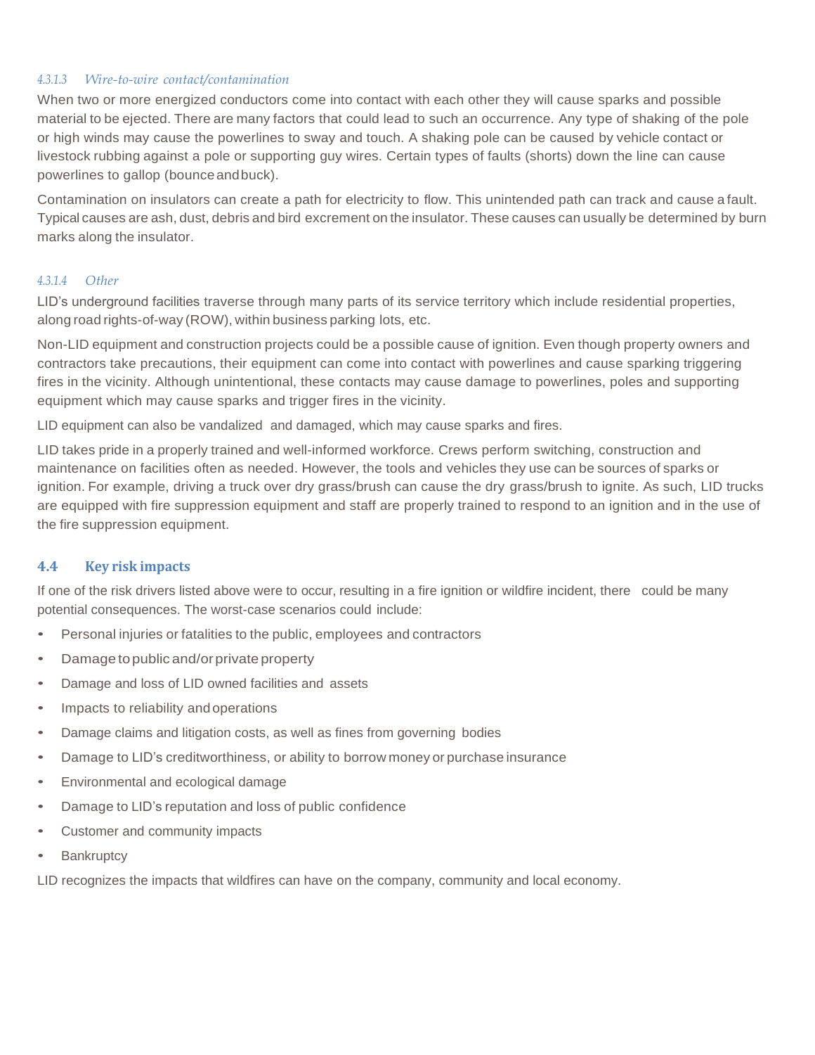#### *4.3.1.3 Wire-to-wire contact/contamination*

When two or more energized conductors come into contact with each other they will cause sparks and possible material to be ejected. There are many factors that could lead to such an occurrence. Any type of shaking of the pole or high winds may cause the powerlines to sway and touch. A shaking pole can be caused by vehicle contact or livestock rubbing against a pole or supporting guy wires. Certain types of faults (shorts) down the line can cause powerlines to gallop (bounce and buck).

Contamination on insulators can create a path for electricity to flow. This unintended path can track and cause a fault. Typical causes are ash, dust, debris and bird excrement on the insulator. These causes can usually be determined by burn marks along the insulator.

#### *4.3.1.4 Other*

LID's underground facilities traverse through many parts of its service territory which include residential properties, along road rights-of-way (ROW), within business parking lots, etc.

Non-LID equipment and construction projects could be a possible cause of ignition. Even though property owners and contractors take precautions, their equipment can come into contact with powerlines and cause sparking triggering fires in the vicinity. Although unintentional, these contacts may cause damage to powerlines, poles and supporting equipment which may cause sparks and trigger fires in the vicinity.

LID equipment can also be vandalized and damaged, which may cause sparks and fires.

LID takes pride in a properly trained and well-informed workforce. Crews perform switching, construction and maintenance on facilities often as needed. However, the tools and vehicles they use can be sources of sparks or ignition. For example, driving a truck over dry grass/brush can cause the dry grass/brush to ignite. As such, LID trucks are equipped with fire suppression equipment and staff are properly trained to respond to an ignition and in the use of the fire suppression equipment.

### 4.4 Key risk impacts

If one of the risk drivers listed above were to occur, resulting in a fire ignition or wildfire incident, there could be many potential consequences. The worst-case scenarios could include:

- Personal injuries or fatalities to the public, employees and contractors
- Damage to public and/or private property
- Damage and loss of LID owned facilities and assets
- Impacts to reliability and operations
- Damage claims and litigation costs, as well as fines from governing bodies
- Damage to LID's creditworthiness, or ability to borrow money or purchase insurance
- Environmental and ecological damage
- Damage to LID's reputation and loss of public confidence
- Customer and community impacts
- Bankruptcy

LID recognizes the impacts that wildfires can have on the company, community and local economy.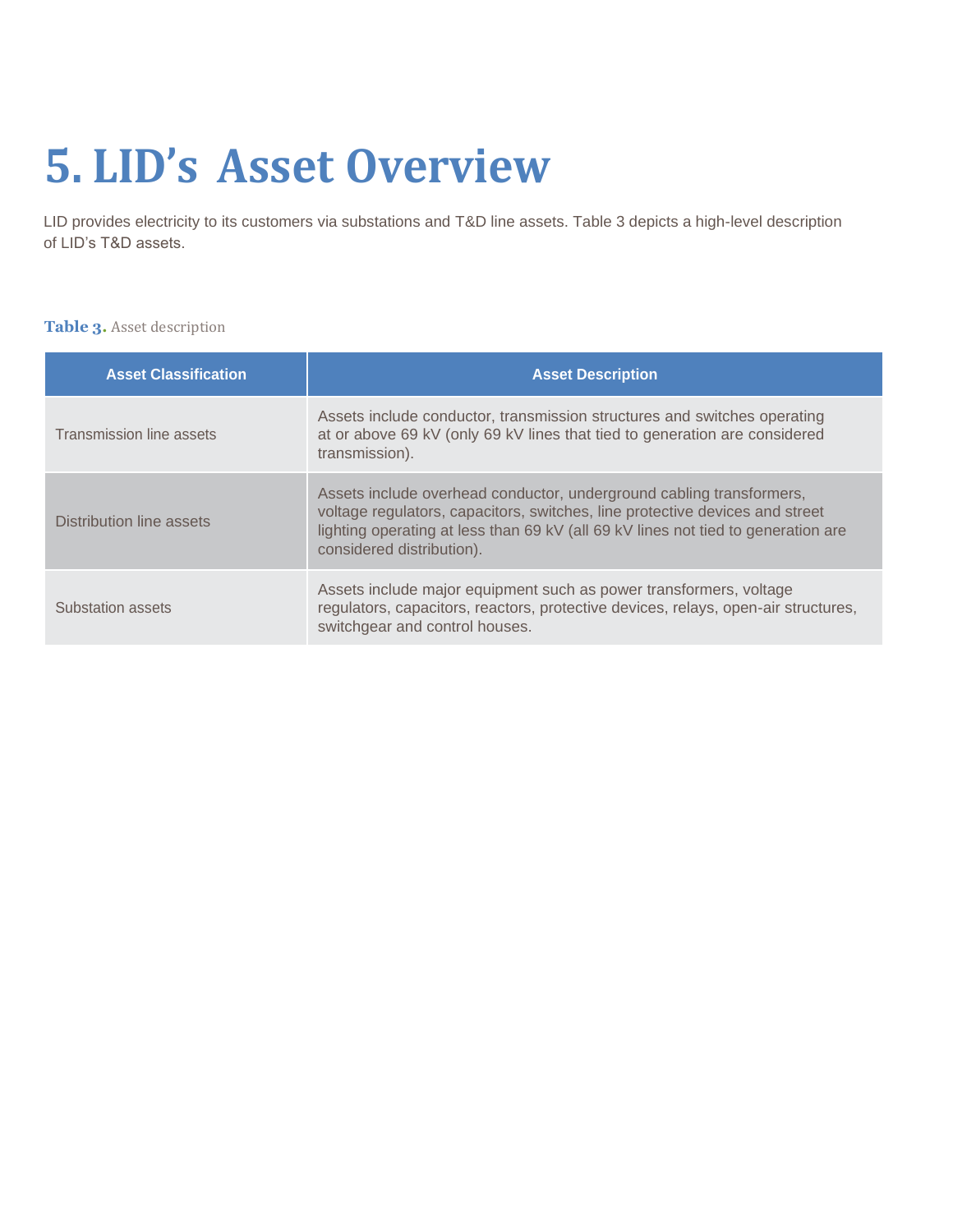# 5. LID's Asset Overview

LID provides electricity to its customers via substations and T&D line assets. Table 3 depicts a high-level description of LID's T&D assets.

**Table 3.** Asset description

| Asset Classification | Asset Description |
|---|---|
| Transmission line assets | Assets include conductor, transmission structures and switches operating at or above 69 kV (only 69 kV lines that tied to generation are considered transmission). |
| Distribution line assets | Assets include overhead conductor, underground cabling transformers, voltage regulators, capacitors, switches, line protective devices and street lighting operating at less than 69 kV (all 69 kV lines not tied to generation are considered distribution). |
| Substation assets | Assets include major equipment such as power transformers, voltage regulators, capacitors, reactors, protective devices, relays, open-air structures, switchgear and control houses. |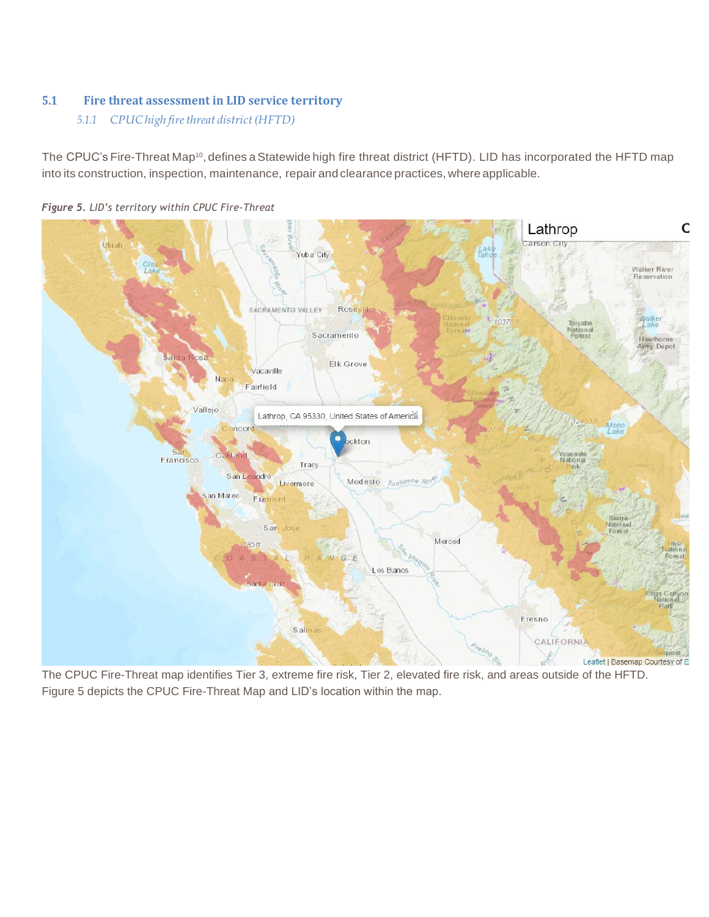## 5.1 Fire threat assessment in LID service territory

### *5.1.1 CPUC high fire threat district (HFTD)*

The CPUC's Fire-Threat Map[10], defines a Statewide high fire threat district (HFTD). LID has incorporated the HFTD map into its construction, inspection, maintenance, repair and clearance practices, where applicable.

***Figure 5.** LID's territory within CPUC Fire-Threat*

The CPUC Fire-Threat map identifies Tier 3, extreme fire risk, Tier 2, elevated fire risk, and areas outside of the HFTD. Figure 5 depicts the CPUC Fire-Threat Map and LID's location within the map.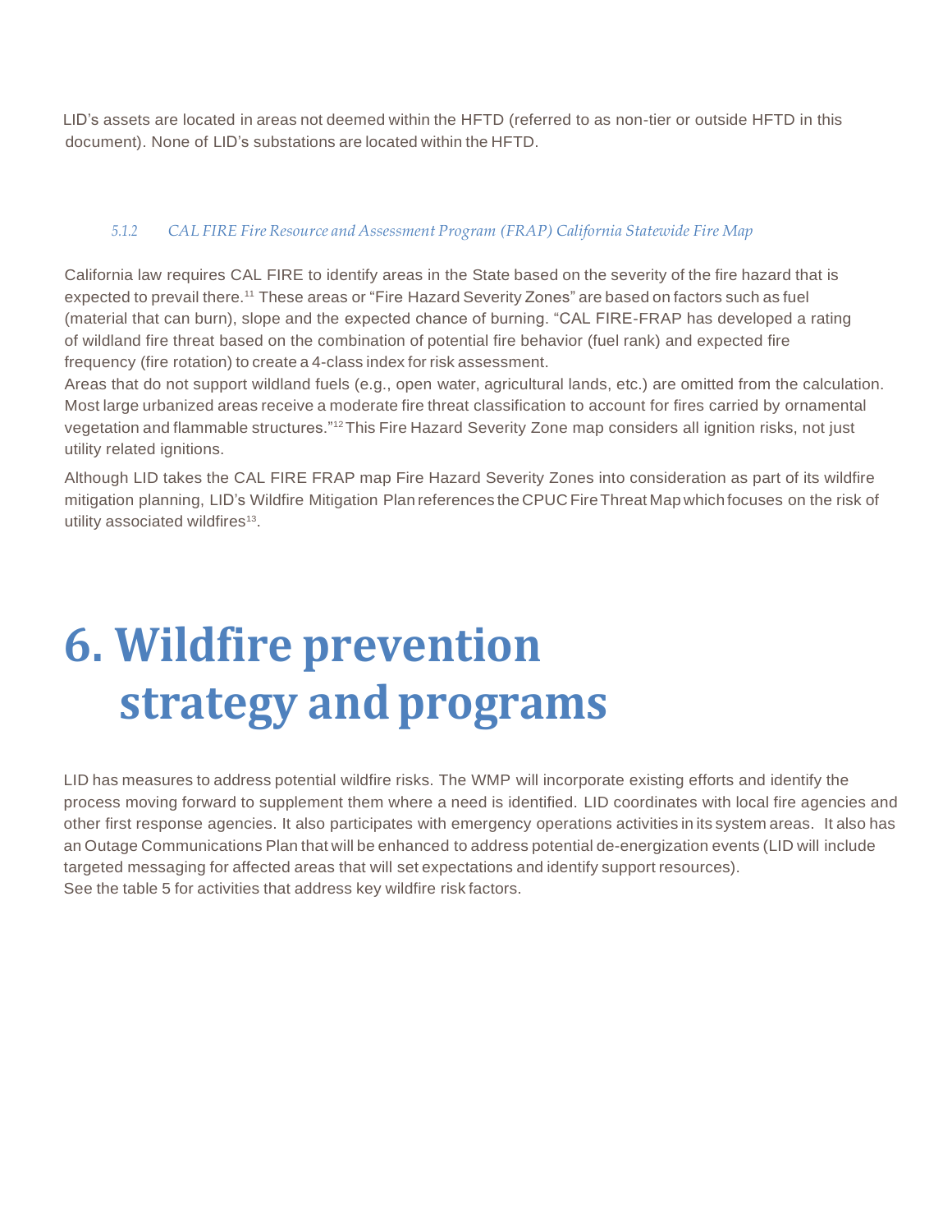LID's assets are located in areas not deemed within the HFTD (referred to as non-tier or outside HFTD in this document). None of LID's substations are located within the HFTD.

### *5.1.2 CAL FIRE Fire Resource and Assessment Program (FRAP) California Statewide Fire Map*

California law requires CAL FIRE to identify areas in the State based on the severity of the fire hazard that is expected to prevail there.[11] These areas or "Fire Hazard Severity Zones" are based on factors such as fuel (material that can burn), slope and the expected chance of burning. "CAL FIRE-FRAP has developed a rating of wildland fire threat based on the combination of potential fire behavior (fuel rank) and expected fire frequency (fire rotation) to create a 4-class index for risk assessment.

Areas that do not support wildland fuels (e.g., open water, agricultural lands, etc.) are omitted from the calculation. Most large urbanized areas receive a moderate fire threat classification to account for fires carried by ornamental vegetation and flammable structures."[12] This Fire Hazard Severity Zone map considers all ignition risks, not just utility related ignitions.

Although LID takes the CAL FIRE FRAP map Fire Hazard Severity Zones into consideration as part of its wildfire mitigation planning, LID's Wildfire Mitigation Plan references the CPUC Fire Threat Map which focuses on the risk of utility associated wildfires[13].

# 6. Wildfire prevention strategy and programs

LID has measures to address potential wildfire risks. The WMP will incorporate existing efforts and identify the process moving forward to supplement them where a need is identified. LID coordinates with local fire agencies and other first response agencies. It also participates with emergency operations activities in its system areas. It also has an Outage Communications Plan that will be enhanced to address potential de-energization events (LID will include targeted messaging for affected areas that will set expectations and identify support resources).

See the table 5 for activities that address key wildfire risk factors.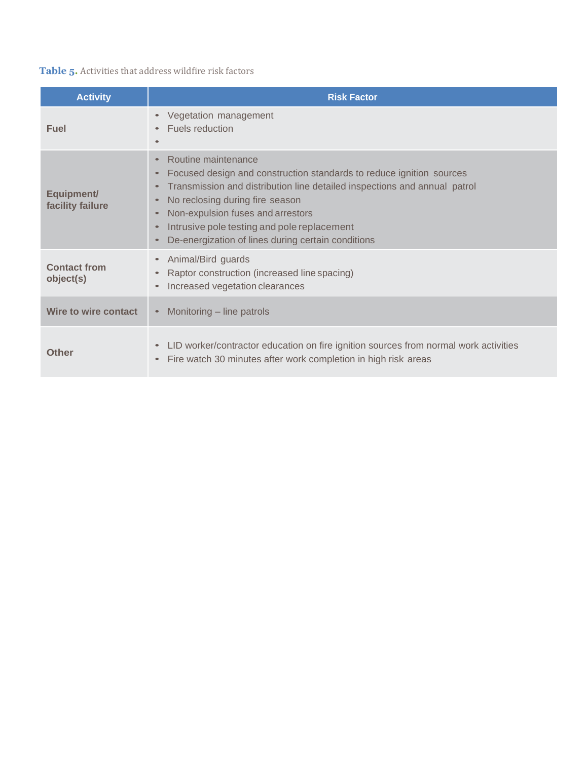**Table 5.** Activities that address wildfire risk factors

| Activity | Risk Factor |
|---|---|
| **Fuel** | • Vegetation management<br>• Fuels reduction<br>• |
| **Equipment/ facility failure** | • Routine maintenance<br>• Focused design and construction standards to reduce ignition sources<br>• Transmission and distribution line detailed inspections and annual patrol<br>• No reclosing during fire season<br>• Non-expulsion fuses and arrestors<br>• Intrusive pole testing and pole replacement<br>• De-energization of lines during certain conditions |
| **Contact from object(s)** | • Animal/Bird guards<br>• Raptor construction (increased line spacing)<br>• Increased vegetation clearances |
| **Wire to wire contact** | • Monitoring – line patrols |
| **Other** | • LID worker/contractor education on fire ignition sources from normal work activities<br>• Fire watch 30 minutes after work completion in high risk areas |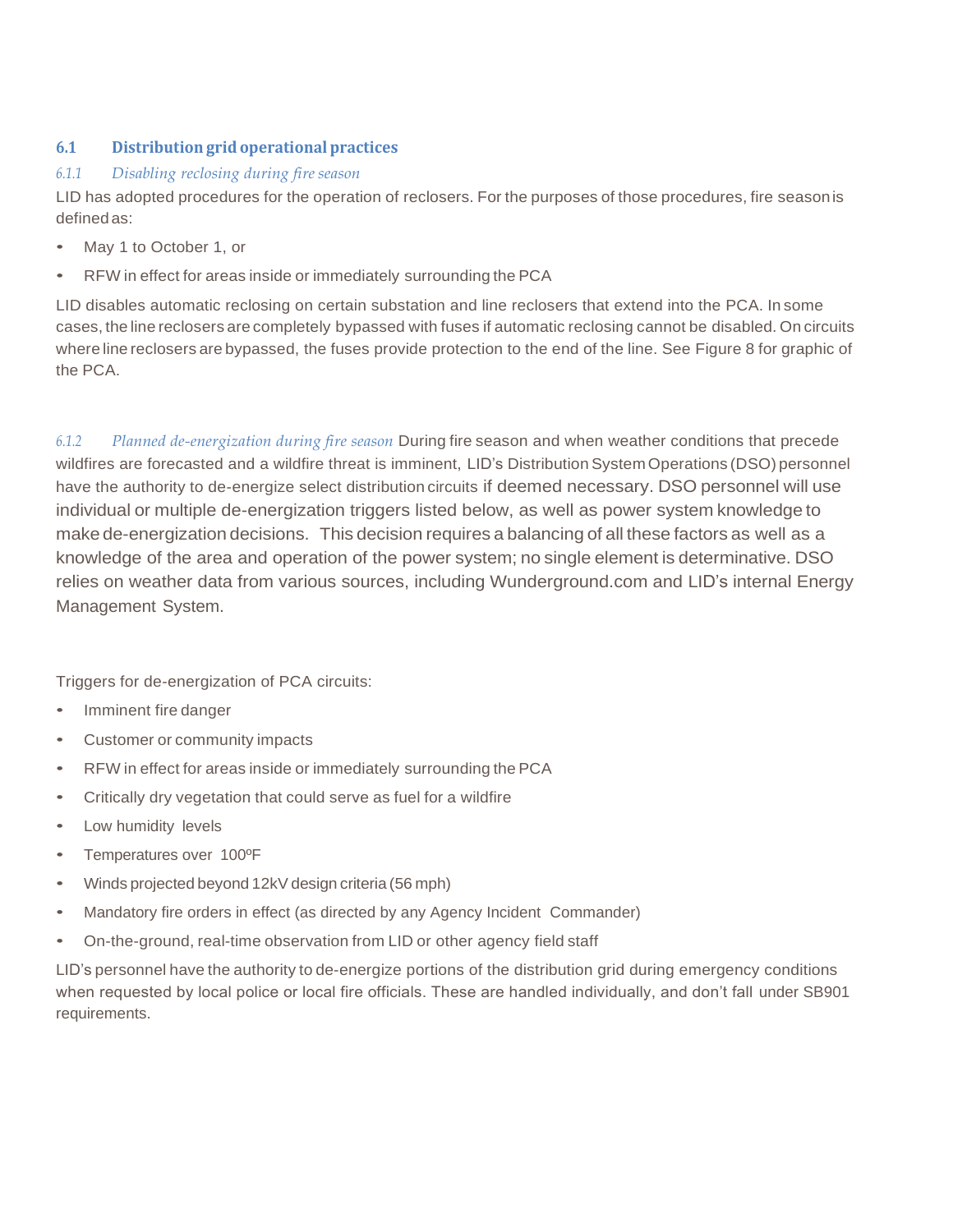## 6.1 Distribution grid operational practices

### *6.1.1 Disabling reclosing during fire season*

LID has adopted procedures for the operation of reclosers. For the purposes of those procedures, fire season is defined as:

- May 1 to October 1, or
- RFW in effect for areas inside or immediately surrounding the PCA

LID disables automatic reclosing on certain substation and line reclosers that extend into the PCA. In some cases, the line reclosers are completely bypassed with fuses if automatic reclosing cannot be disabled. On circuits where line reclosers are bypassed, the fuses provide protection to the end of the line. See Figure 8 for graphic of the PCA.

### *6.1.2 Planned de-energization during fire season*

During fire season and when weather conditions that precede wildfires are forecasted and a wildfire threat is imminent, LID's Distribution System Operations (DSO) personnel have the authority to de-energize select distribution circuits if deemed necessary. DSO personnel will use individual or multiple de-energization triggers listed below, as well as power system knowledge to make de-energization decisions. This decision requires a balancing of all these factors as well as a knowledge of the area and operation of the power system; no single element is determinative. DSO relies on weather data from various sources, including Wunderground.com and LID's internal Energy Management System.

Triggers for de-energization of PCA circuits:

- Imminent fire danger
- Customer or community impacts
- RFW in effect for areas inside or immediately surrounding the PCA
- Critically dry vegetation that could serve as fuel for a wildfire
- Low humidity levels
- Temperatures over 100ºF
- Winds projected beyond 12kV design criteria (56 mph)
- Mandatory fire orders in effect (as directed by any Agency Incident Commander)
- On-the-ground, real-time observation from LID or other agency field staff

LID's personnel have the authority to de-energize portions of the distribution grid during emergency conditions when requested by local police or local fire officials. These are handled individually, and don't fall under SB901 requirements.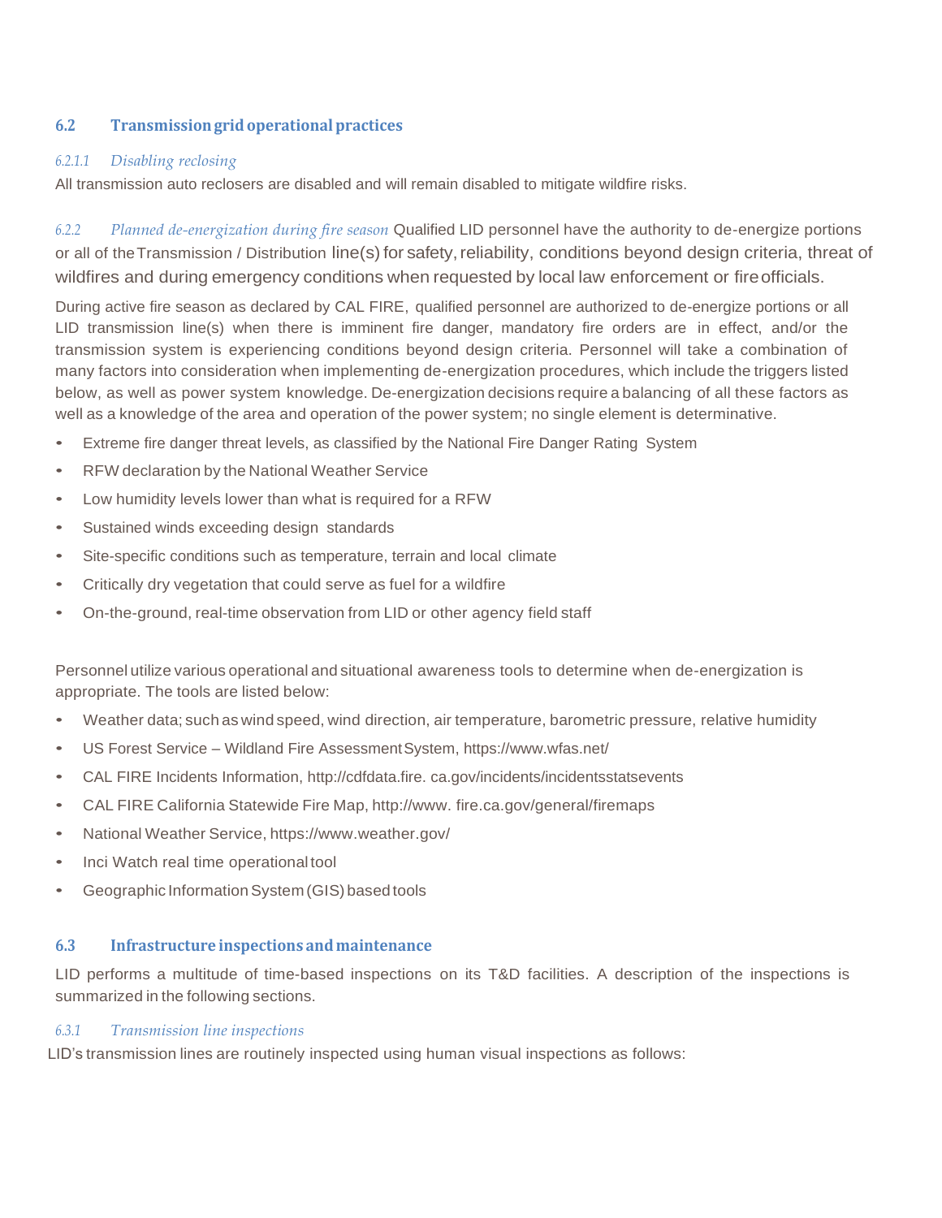## 6.2 Transmission grid operational practices

### *6.2.1.1 Disabling reclosing*

All transmission auto reclosers are disabled and will remain disabled to mitigate wildfire risks.

*6.2.2 Planned de-energization during fire season* Qualified LID personnel have the authority to de-energize portions or all of the Transmission / Distribution line(s) for safety, reliability, conditions beyond design criteria, threat of wildfires and during emergency conditions when requested by local law enforcement or fire officials.

During active fire season as declared by CAL FIRE, qualified personnel are authorized to de-energize portions or all LID transmission line(s) when there is imminent fire danger, mandatory fire orders are in effect, and/or the transmission system is experiencing conditions beyond design criteria. Personnel will take a combination of many factors into consideration when implementing de-energization procedures, which include the triggers listed below, as well as power system knowledge. De-energization decisions require a balancing of all these factors as well as a knowledge of the area and operation of the power system; no single element is determinative.

- Extreme fire danger threat levels, as classified by the National Fire Danger Rating System
- RFW declaration by the National Weather Service
- Low humidity levels lower than what is required for a RFW
- Sustained winds exceeding design standards
- Site-specific conditions such as temperature, terrain and local climate
- Critically dry vegetation that could serve as fuel for a wildfire
- On-the-ground, real-time observation from LID or other agency field staff

Personnel utilize various operational and situational awareness tools to determine when de-energization is appropriate. The tools are listed below:

- Weather data; such as wind speed, wind direction, air temperature, barometric pressure, relative humidity
- US Forest Service – Wildland Fire Assessment System, https://www.wfas.net/
- CAL FIRE Incidents Information, http://cdfdata.fire. ca.gov/incidents/incidentsstatsevents
- CAL FIRE California Statewide Fire Map, http://www. fire.ca.gov/general/firemaps
- National Weather Service, https://www.weather.gov/
- Inci Watch real time operational tool
- Geographic Information System (GIS) based tools

## 6.3 Infrastructure inspections and maintenance

LID performs a multitude of time-based inspections on its T&D facilities. A description of the inspections is summarized in the following sections.

### *6.3.1 Transmission line inspections*

LID's transmission lines are routinely inspected using human visual inspections as follows: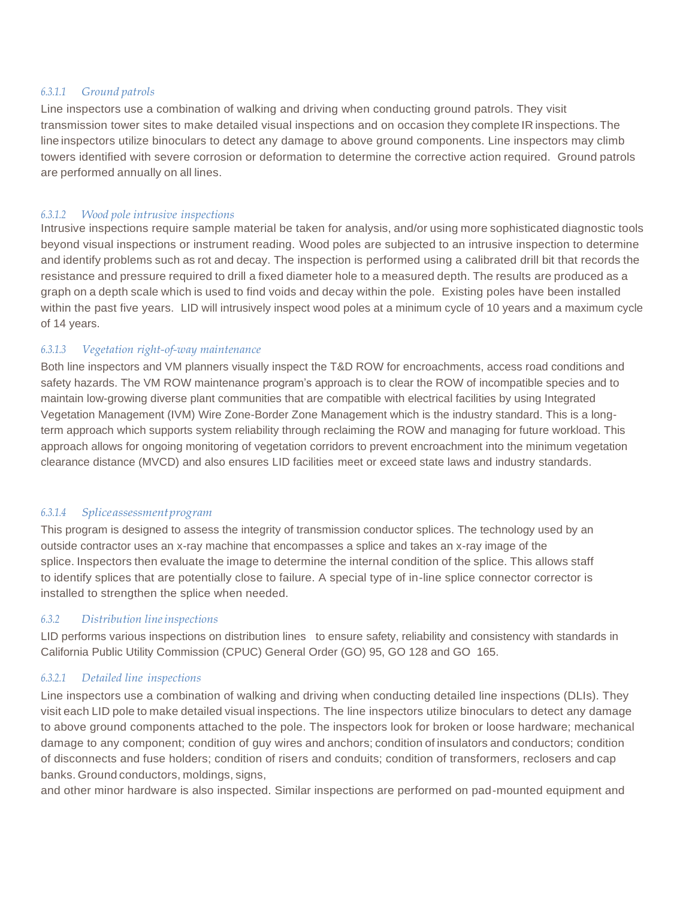#### 6.3.1.1 Ground patrols

Line inspectors use a combination of walking and driving when conducting ground patrols. They visit transmission tower sites to make detailed visual inspections and on occasion they complete IR inspections. The line inspectors utilize binoculars to detect any damage to above ground components. Line inspectors may climb towers identified with severe corrosion or deformation to determine the corrective action required. Ground patrols are performed annually on all lines.

#### 6.3.1.2 Wood pole intrusive inspections

Intrusive inspections require sample material be taken for analysis, and/or using more sophisticated diagnostic tools beyond visual inspections or instrument reading. Wood poles are subjected to an intrusive inspection to determine and identify problems such as rot and decay. The inspection is performed using a calibrated drill bit that records the resistance and pressure required to drill a fixed diameter hole to a measured depth. The results are produced as a graph on a depth scale which is used to find voids and decay within the pole. Existing poles have been installed within the past five years. LID will intrusively inspect wood poles at a minimum cycle of 10 years and a maximum cycle of 14 years.

#### 6.3.1.3 Vegetation right-of-way maintenance

Both line inspectors and VM planners visually inspect the T&D ROW for encroachments, access road conditions and safety hazards. The VM ROW maintenance program's approach is to clear the ROW of incompatible species and to maintain low-growing diverse plant communities that are compatible with electrical facilities by using Integrated Vegetation Management (IVM) Wire Zone-Border Zone Management which is the industry standard. This is a long-term approach which supports system reliability through reclaiming the ROW and managing for future workload. This approach allows for ongoing monitoring of vegetation corridors to prevent encroachment into the minimum vegetation clearance distance (MVCD) and also ensures LID facilities meet or exceed state laws and industry standards.

#### 6.3.1.4 Splice assessment program

This program is designed to assess the integrity of transmission conductor splices. The technology used by an outside contractor uses an x-ray machine that encompasses a splice and takes an x-ray image of the splice. Inspectors then evaluate the image to determine the internal condition of the splice. This allows staff to identify splices that are potentially close to failure. A special type of in-line splice connector corrector is installed to strengthen the splice when needed.

### 6.3.2 Distribution line inspections

LID performs various inspections on distribution lines to ensure safety, reliability and consistency with standards in California Public Utility Commission (CPUC) General Order (GO) 95, GO 128 and GO 165.

#### 6.3.2.1 Detailed line inspections

Line inspectors use a combination of walking and driving when conducting detailed line inspections (DLIs). They visit each LID pole to make detailed visual inspections. The line inspectors utilize binoculars to detect any damage to above ground components attached to the pole. The inspectors look for broken or loose hardware; mechanical damage to any component; condition of guy wires and anchors; condition of insulators and conductors; condition of disconnects and fuse holders; condition of risers and conduits; condition of transformers, reclosers and cap banks. Ground conductors, moldings, signs, and other minor hardware is also inspected. Similar inspections are performed on pad-mounted equipment and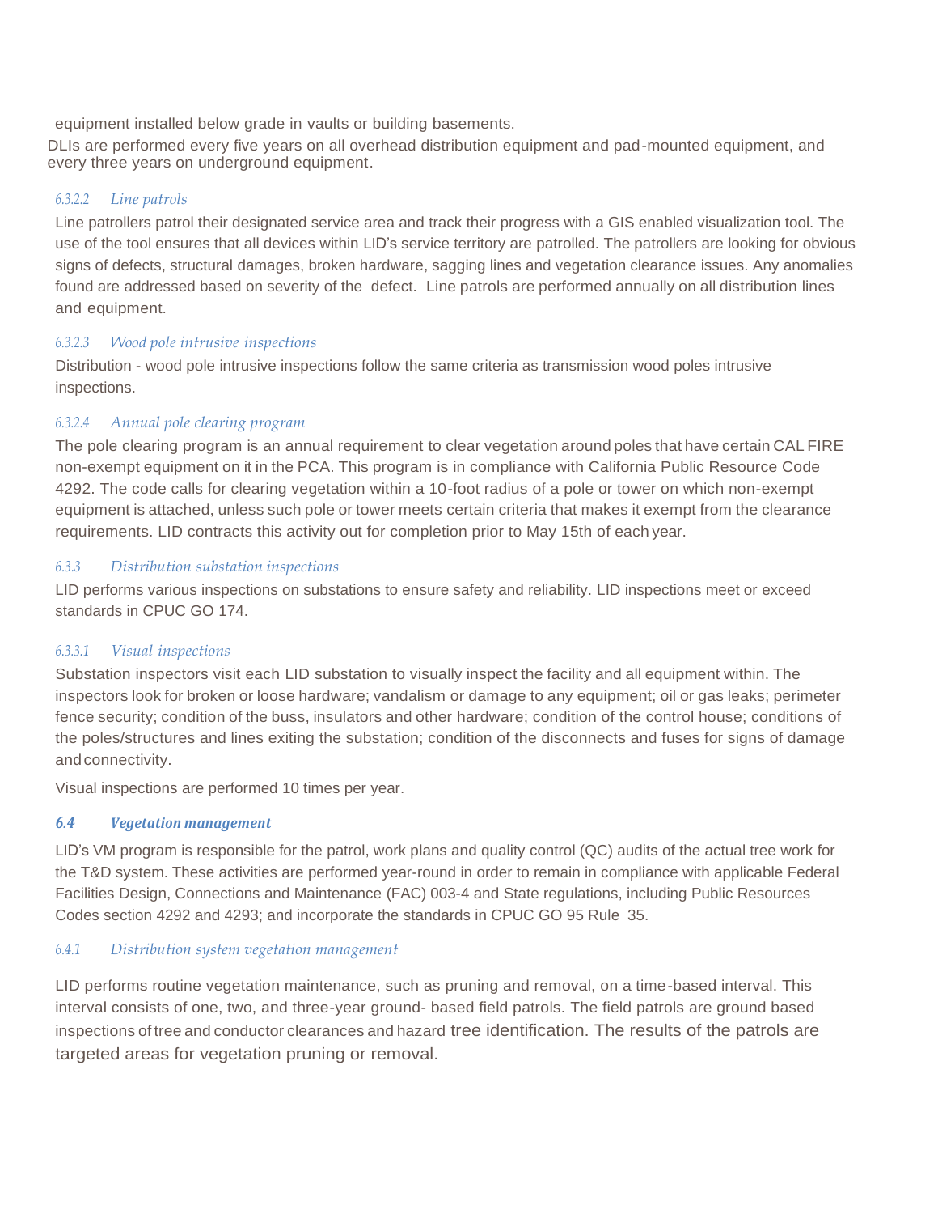equipment installed below grade in vaults or building basements.

DLIs are performed every five years on all overhead distribution equipment and pad-mounted equipment, and every three years on underground equipment.

#### 6.3.2.2 Line patrols

Line patrollers patrol their designated service area and track their progress with a GIS enabled visualization tool. The use of the tool ensures that all devices within LID's service territory are patrolled. The patrollers are looking for obvious signs of defects, structural damages, broken hardware, sagging lines and vegetation clearance issues. Any anomalies found are addressed based on severity of the defect. Line patrols are performed annually on all distribution lines and equipment.

#### 6.3.2.3 Wood pole intrusive inspections

Distribution - wood pole intrusive inspections follow the same criteria as transmission wood poles intrusive inspections.

#### 6.3.2.4 Annual pole clearing program

The pole clearing program is an annual requirement to clear vegetation around poles that have certain CAL FIRE non-exempt equipment on it in the PCA. This program is in compliance with California Public Resource Code 4292. The code calls for clearing vegetation within a 10-foot radius of a pole or tower on which non-exempt equipment is attached, unless such pole or tower meets certain criteria that makes it exempt from the clearance requirements. LID contracts this activity out for completion prior to May 15th of each year.

### 6.3.3 Distribution substation inspections

LID performs various inspections on substations to ensure safety and reliability. LID inspections meet or exceed standards in CPUC GO 174.

#### 6.3.3.1 Visual inspections

Substation inspectors visit each LID substation to visually inspect the facility and all equipment within. The inspectors look for broken or loose hardware; vandalism or damage to any equipment; oil or gas leaks; perimeter fence security; condition of the buss, insulators and other hardware; condition of the control house; conditions of the poles/structures and lines exiting the substation; condition of the disconnects and fuses for signs of damage and connectivity.

Visual inspections are performed 10 times per year.

## 6.4 Vegetation management

LID's VM program is responsible for the patrol, work plans and quality control (QC) audits of the actual tree work for the T&D system. These activities are performed year-round in order to remain in compliance with applicable Federal Facilities Design, Connections and Maintenance (FAC) 003-4 and State regulations, including Public Resources Codes section 4292 and 4293; and incorporate the standards in CPUC GO 95 Rule 35.

### 6.4.1 Distribution system vegetation management

LID performs routine vegetation maintenance, such as pruning and removal, on a time-based interval. This interval consists of one, two, and three-year ground- based field patrols. The field patrols are ground based inspections of tree and conductor clearances and hazard tree identification. The results of the patrols are targeted areas for vegetation pruning or removal.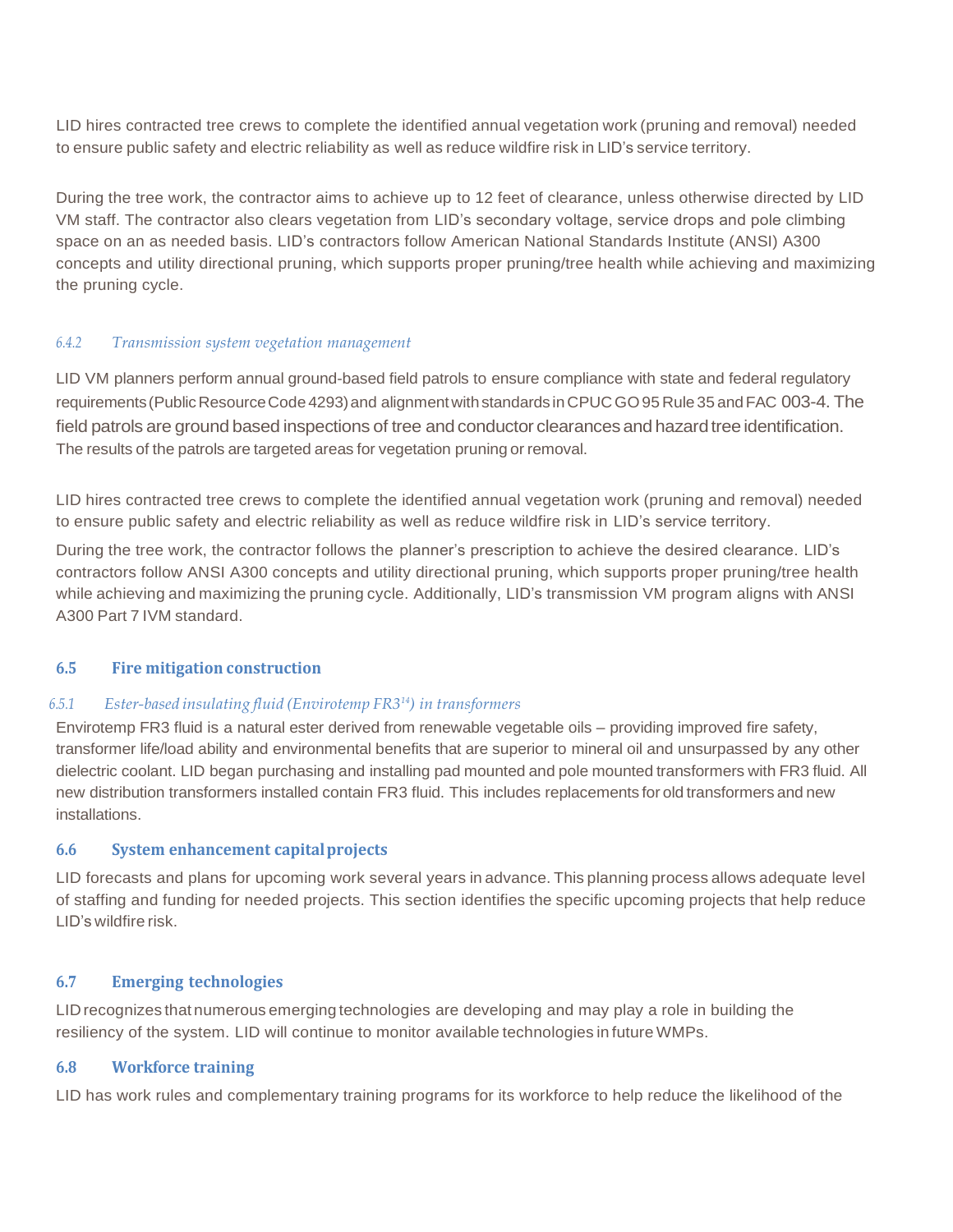LID hires contracted tree crews to complete the identified annual vegetation work (pruning and removal) needed to ensure public safety and electric reliability as well as reduce wildfire risk in LID's service territory.

During the tree work, the contractor aims to achieve up to 12 feet of clearance, unless otherwise directed by LID VM staff. The contractor also clears vegetation from LID's secondary voltage, service drops and pole climbing space on an as needed basis. LID's contractors follow American National Standards Institute (ANSI) A300 concepts and utility directional pruning, which supports proper pruning/tree health while achieving and maximizing the pruning cycle.

#### 6.4.2 *Transmission system vegetation management*

LID VM planners perform annual ground-based field patrols to ensure compliance with state and federal regulatory requirements (Public Resource Code 4293) and alignment with standards in CPUC GO 95 Rule 35 and FAC 003-4. The field patrols are ground based inspections of tree and conductor clearances and hazard tree identification. The results of the patrols are targeted areas for vegetation pruning or removal.

LID hires contracted tree crews to complete the identified annual vegetation work (pruning and removal) needed to ensure public safety and electric reliability as well as reduce wildfire risk in LID's service territory.

During the tree work, the contractor follows the planner's prescription to achieve the desired clearance. LID's contractors follow ANSI A300 concepts and utility directional pruning, which supports proper pruning/tree health while achieving and maximizing the pruning cycle. Additionally, LID's transmission VM program aligns with ANSI A300 Part 7 IVM standard.

## 6.5 Fire mitigation construction

#### 6.5.1 *Ester-based insulating fluid (Envirotemp FR3[14]) in transformers*

Envirotemp FR3 fluid is a natural ester derived from renewable vegetable oils – providing improved fire safety, transformer life/load ability and environmental benefits that are superior to mineral oil and unsurpassed by any other dielectric coolant. LID began purchasing and installing pad mounted and pole mounted transformers with FR3 fluid. All new distribution transformers installed contain FR3 fluid. This includes replacements for old transformers and new installations.

## 6.6 System enhancement capital projects

LID forecasts and plans for upcoming work several years in advance. This planning process allows adequate level of staffing and funding for needed projects. This section identifies the specific upcoming projects that help reduce LID's wildfire risk.

## 6.7 Emerging technologies

LID recognizes that numerous emerging technologies are developing and may play a role in building the resiliency of the system. LID will continue to monitor available technologies in future WMPs.

## 6.8 Workforce training

LID has work rules and complementary training programs for its workforce to help reduce the likelihood of the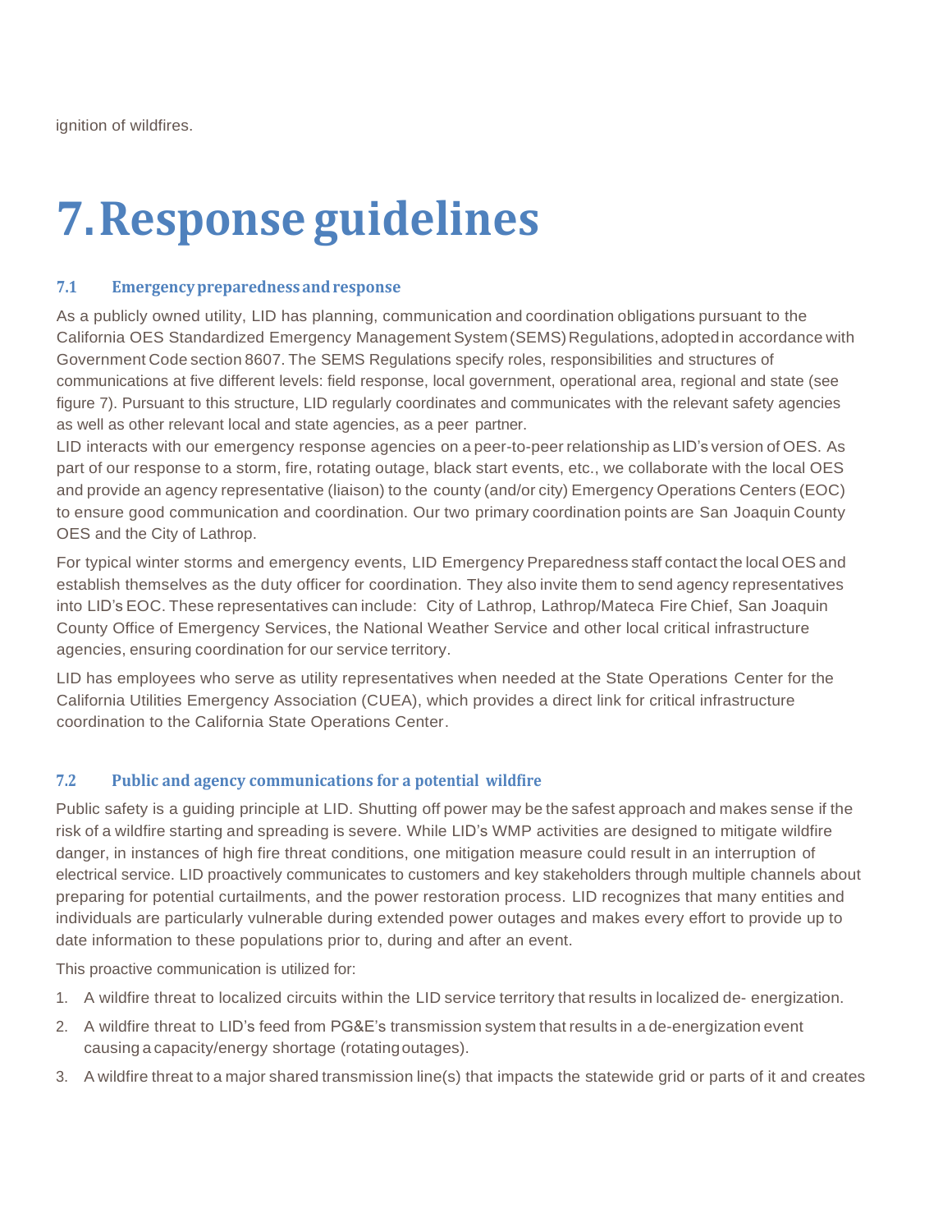ignition of wildfires.

# 7. Response guidelines

### 7.1 Emergency preparedness and response

As a publicly owned utility, LID has planning, communication and coordination obligations pursuant to the California OES Standardized Emergency Management System (SEMS) Regulations, adopted in accordance with Government Code section 8607. The SEMS Regulations specify roles, responsibilities and structures of communications at five different levels: field response, local government, operational area, regional and state (see figure 7). Pursuant to this structure, LID regularly coordinates and communicates with the relevant safety agencies as well as other relevant local and state agencies, as a peer partner.
LID interacts with our emergency response agencies on a peer-to-peer relationship as LID's version of OES. As part of our response to a storm, fire, rotating outage, black start events, etc., we collaborate with the local OES and provide an agency representative (liaison) to the county (and/or city) Emergency Operations Centers (EOC) to ensure good communication and coordination. Our two primary coordination points are San Joaquin County OES and the City of Lathrop.

For typical winter storms and emergency events, LID Emergency Preparedness staff contact the local OES and establish themselves as the duty officer for coordination. They also invite them to send agency representatives into LID's EOC. These representatives can include: City of Lathrop, Lathrop/Mateca Fire Chief, San Joaquin County Office of Emergency Services, the National Weather Service and other local critical infrastructure agencies, ensuring coordination for our service territory.

LID has employees who serve as utility representatives when needed at the State Operations Center for the California Utilities Emergency Association (CUEA), which provides a direct link for critical infrastructure coordination to the California State Operations Center.

### 7.2 Public and agency communications for a potential wildfire

Public safety is a guiding principle at LID. Shutting off power may be the safest approach and makes sense if the risk of a wildfire starting and spreading is severe. While LID's WMP activities are designed to mitigate wildfire danger, in instances of high fire threat conditions, one mitigation measure could result in an interruption of electrical service. LID proactively communicates to customers and key stakeholders through multiple channels about preparing for potential curtailments, and the power restoration process. LID recognizes that many entities and individuals are particularly vulnerable during extended power outages and makes every effort to provide up to date information to these populations prior to, during and after an event.

This proactive communication is utilized for:

1. A wildfire threat to localized circuits within the LID service territory that results in localized de- energization.
2. A wildfire threat to LID's feed from PG&E's transmission system that results in a de-energization event causing a capacity/energy shortage (rotating outages).
3. A wildfire threat to a major shared transmission line(s) that impacts the statewide grid or parts of it and creates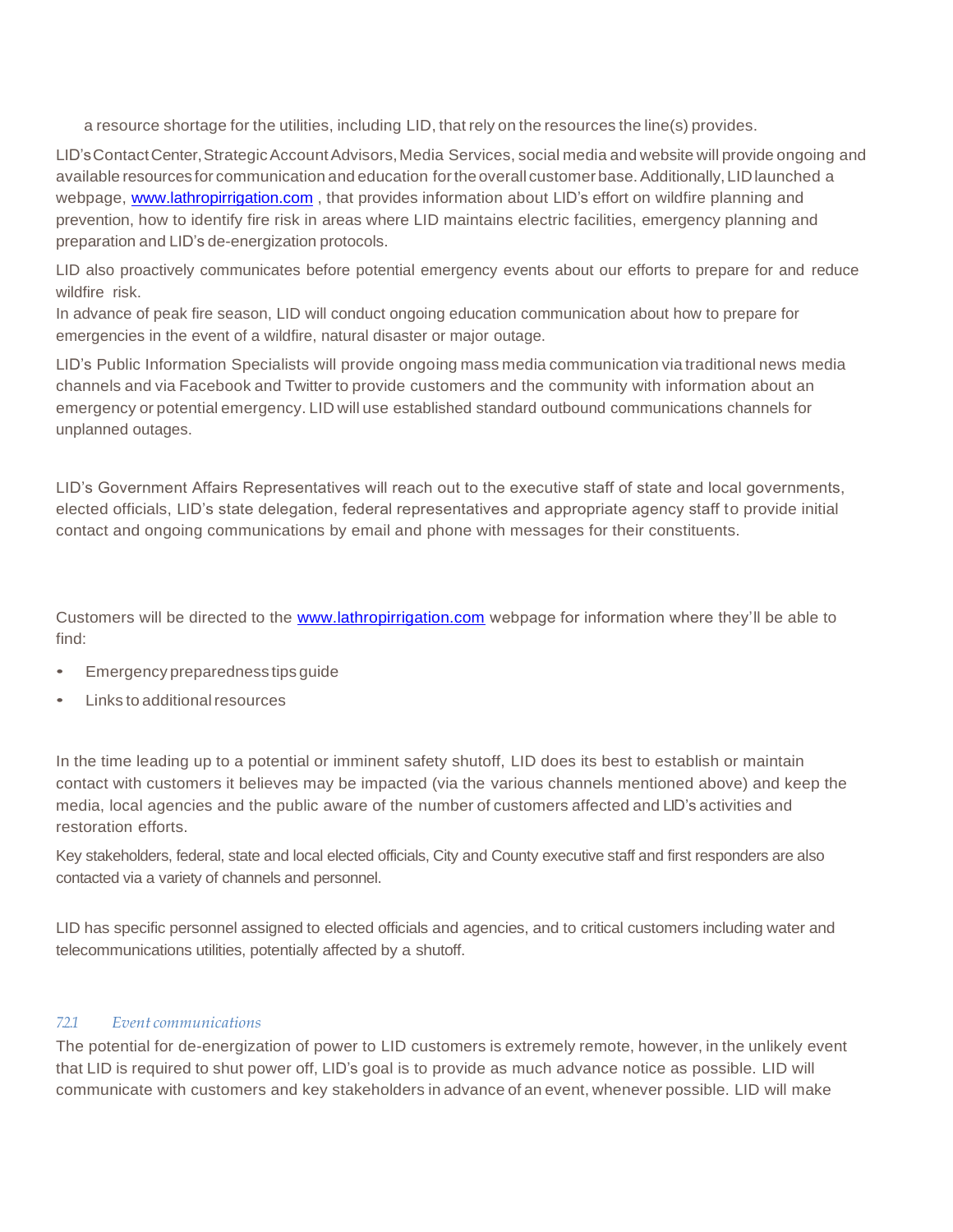a resource shortage for the utilities, including LID, that rely on the resources the line(s) provides.

LID's Contact Center, Strategic Account Advisors, Media Services, social media and website will provide ongoing and available resources for communication and education for the overall customer base. Additionally, LID launched a webpage, [www.lathropirrigation.com](http://www.lathropirrigation.com) , that provides information about LID's effort on wildfire planning and prevention, how to identify fire risk in areas where LID maintains electric facilities, emergency planning and preparation and LID's de-energization protocols.

LID also proactively communicates before potential emergency events about our efforts to prepare for and reduce wildfire risk.
In advance of peak fire season, LID will conduct ongoing education communication about how to prepare for emergencies in the event of a wildfire, natural disaster or major outage.

LID's Public Information Specialists will provide ongoing mass media communication via traditional news media channels and via Facebook and Twitter to provide customers and the community with information about an emergency or potential emergency. LID will use established standard outbound communications channels for unplanned outages.

LID's Government Affairs Representatives will reach out to the executive staff of state and local governments, elected officials, LID's state delegation, federal representatives and appropriate agency staff to provide initial contact and ongoing communications by email and phone with messages for their constituents.

Customers will be directed to the [www.lathropirrigation.com](http://www.lathropirrigation.com) webpage for information where they'll be able to find:

- Emergency preparedness tips guide
- Links to additional resources

In the time leading up to a potential or imminent safety shutoff, LID does its best to establish or maintain contact with customers it believes may be impacted (via the various channels mentioned above) and keep the media, local agencies and the public aware of the number of customers affected and LID's activities and restoration efforts.

Key stakeholders, federal, state and local elected officials, City and County executive staff and first responders are also contacted via a variety of channels and personnel.

LID has specific personnel assigned to elected officials and agencies, and to critical customers including water and telecommunications utilities, potentially affected by a shutoff.

#### *7.2.1 Event communications*

The potential for de-energization of power to LID customers is extremely remote, however, in the unlikely event that LID is required to shut power off, LID's goal is to provide as much advance notice as possible. LID will communicate with customers and key stakeholders in advance of an event, whenever possible. LID will make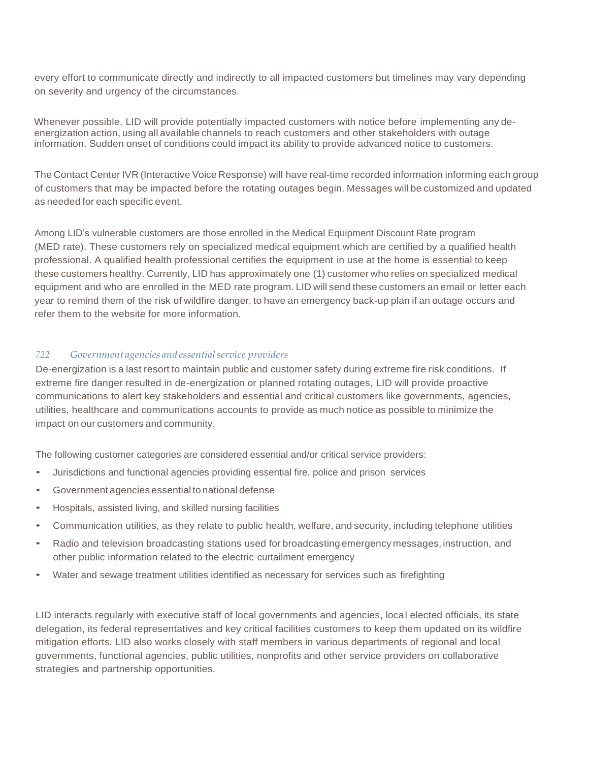every effort to communicate directly and indirectly to all impacted customers but timelines may vary depending on severity and urgency of the circumstances.

Whenever possible, LID will provide potentially impacted customers with notice before implementing any de-energization action, using all available channels to reach customers and other stakeholders with outage information. Sudden onset of conditions could impact its ability to provide advanced notice to customers.

The Contact Center IVR (Interactive Voice Response) will have real-time recorded information informing each group of customers that may be impacted before the rotating outages begin. Messages will be customized and updated as needed for each specific event.

Among LID's vulnerable customers are those enrolled in the Medical Equipment Discount Rate program (MED rate). These customers rely on specialized medical equipment which are certified by a qualified health professional. A qualified health professional certifies the equipment in use at the home is essential to keep these customers healthy. Currently, LID has approximately one (1) customer who relies on specialized medical equipment and who are enrolled in the MED rate program. LID will send these customers an email or letter each year to remind them of the risk of wildfire danger, to have an emergency back-up plan if an outage occurs and refer them to the website for more information.

### 7.2.2 *Government agencies and essential service providers*

De-energization is a last resort to maintain public and customer safety during extreme fire risk conditions. If extreme fire danger resulted in de-energization or planned rotating outages, LID will provide proactive communications to alert key stakeholders and essential and critical customers like governments, agencies, utilities, healthcare and communications accounts to provide as much notice as possible to minimize the impact on our customers and community.

The following customer categories are considered essential and/or critical service providers:

- Jurisdictions and functional agencies providing essential fire, police and prison services
- Government agencies essential to national defense
- Hospitals, assisted living, and skilled nursing facilities
- Communication utilities, as they relate to public health, welfare, and security, including telephone utilities
- Radio and television broadcasting stations used for broadcasting emergency messages, instruction, and other public information related to the electric curtailment emergency
- Water and sewage treatment utilities identified as necessary for services such as firefighting

LID interacts regularly with executive staff of local governments and agencies, local elected officials, its state delegation, its federal representatives and key critical facilities customers to keep them updated on its wildfire mitigation efforts. LID also works closely with staff members in various departments of regional and local governments, functional agencies, public utilities, nonprofits and other service providers on collaborative strategies and partnership opportunities.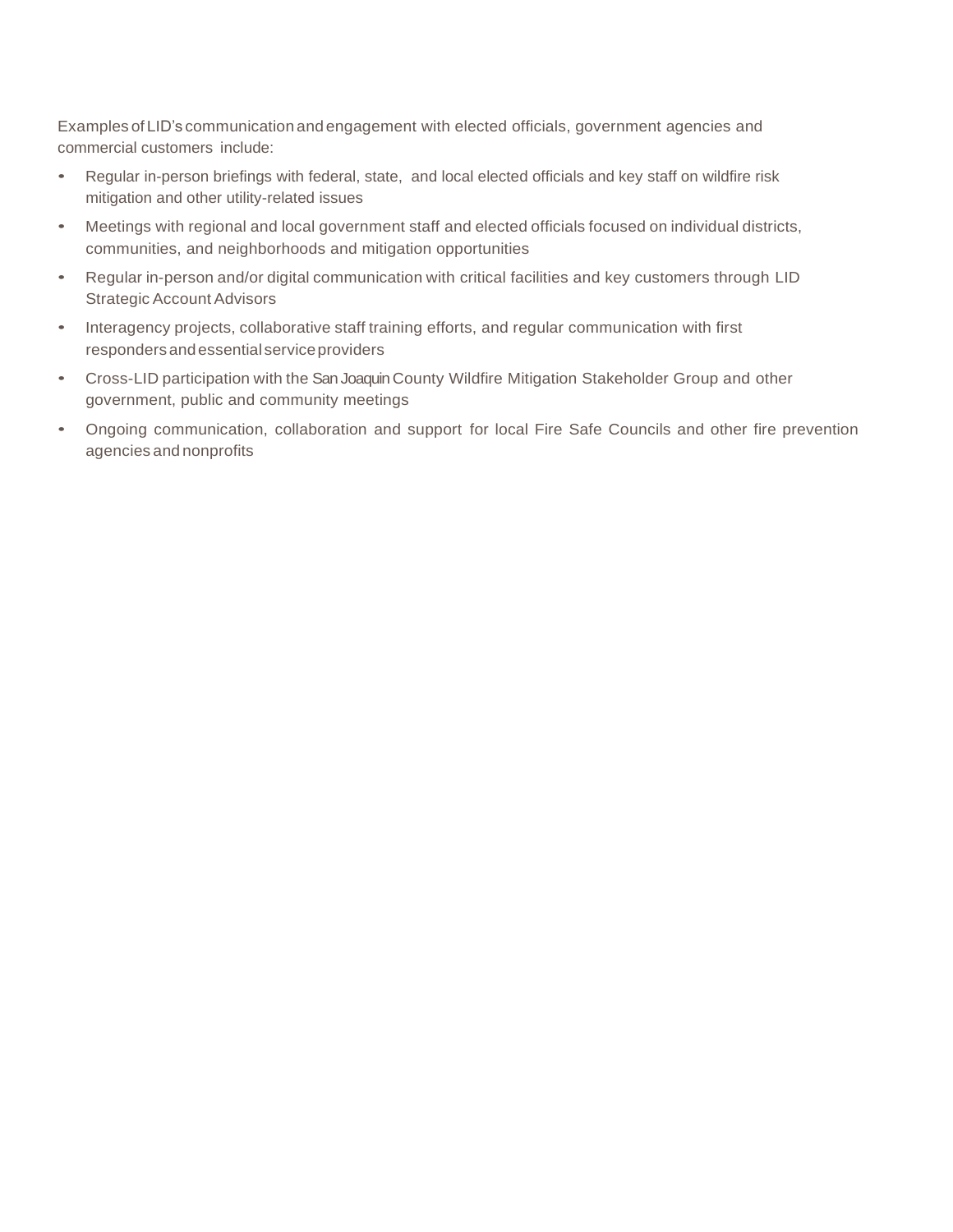Examples of LID's communication and engagement with elected officials, government agencies and commercial customers include:

- Regular in-person briefings with federal, state, and local elected officials and key staff on wildfire risk mitigation and other utility-related issues
- Meetings with regional and local government staff and elected officials focused on individual districts, communities, and neighborhoods and mitigation opportunities
- Regular in-person and/or digital communication with critical facilities and key customers through LID Strategic Account Advisors
- Interagency projects, collaborative staff training efforts, and regular communication with first responders and essential service providers
- Cross-LID participation with the San Joaquin County Wildfire Mitigation Stakeholder Group and other government, public and community meetings
- Ongoing communication, collaboration and support for local Fire Safe Councils and other fire prevention agencies and nonprofits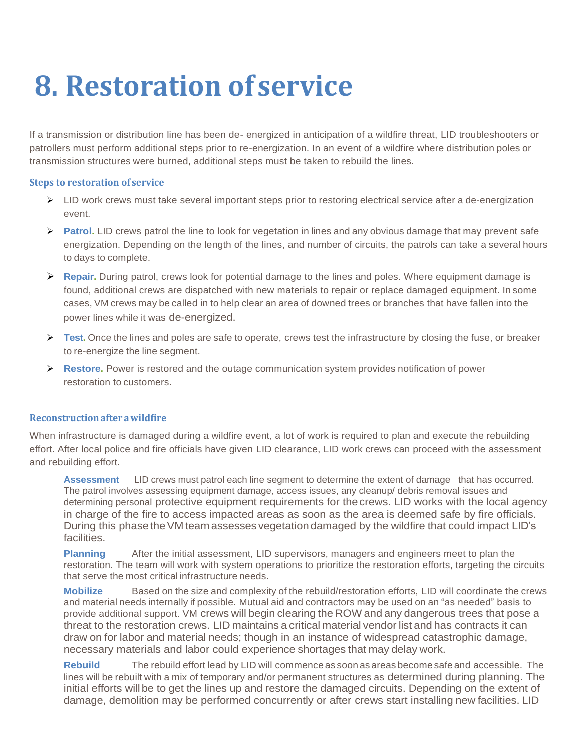# 8. Restoration of service

If a transmission or distribution line has been de- energized in anticipation of a wildfire threat, LID troubleshooters or patrollers must perform additional steps prior to re-energization. In an event of a wildfire where distribution poles or transmission structures were burned, additional steps must be taken to rebuild the lines.

### Steps to restoration of service

- LID work crews must take several important steps prior to restoring electrical service after a de-energization event.
- **Patrol.** LID crews patrol the line to look for vegetation in lines and any obvious damage that may prevent safe energization. Depending on the length of the lines, and number of circuits, the patrols can take a several hours to days to complete.
- **Repair.** During patrol, crews look for potential damage to the lines and poles. Where equipment damage is found, additional crews are dispatched with new materials to repair or replace damaged equipment. In some cases, VM crews may be called in to help clear an area of downed trees or branches that have fallen into the power lines while it was de-energized.
- **Test.** Once the lines and poles are safe to operate, crews test the infrastructure by closing the fuse, or breaker to re-energize the line segment.
- **Restore.** Power is restored and the outage communication system provides notification of power restoration to customers.

### Reconstruction after a wildfire

When infrastructure is damaged during a wildfire event, a lot of work is required to plan and execute the rebuilding effort. After local police and fire officials have given LID clearance, LID work crews can proceed with the assessment and rebuilding effort.

**Assessment** LID crews must patrol each line segment to determine the extent of damage that has occurred. The patrol involves assessing equipment damage, access issues, any cleanup/ debris removal issues and determining personal protective equipment requirements for the crews. LID works with the local agency in charge of the fire to access impacted areas as soon as the area is deemed safe by fire officials. During this phase the VM team assesses vegetation damaged by the wildfire that could impact LID's facilities.

**Planning** After the initial assessment, LID supervisors, managers and engineers meet to plan the restoration. The team will work with system operations to prioritize the restoration efforts, targeting the circuits that serve the most critical infrastructure needs.

**Mobilize** Based on the size and complexity of the rebuild/restoration efforts, LID will coordinate the crews and material needs internally if possible. Mutual aid and contractors may be used on an "as needed" basis to provide additional support. VM crews will begin clearing the ROW and any dangerous trees that pose a threat to the restoration crews. LID maintains a critical material vendor list and has contracts it can draw on for labor and material needs; though in an instance of widespread catastrophic damage, necessary materials and labor could experience shortages that may delay work.

**Rebuild** The rebuild effort lead by LID will commence as soon as areas become safe and accessible. The lines will be rebuilt with a mix of temporary and/or permanent structures as determined during planning. The initial efforts will be to get the lines up and restore the damaged circuits. Depending on the extent of damage, demolition may be performed concurrently or after crews start installing new facilities. LID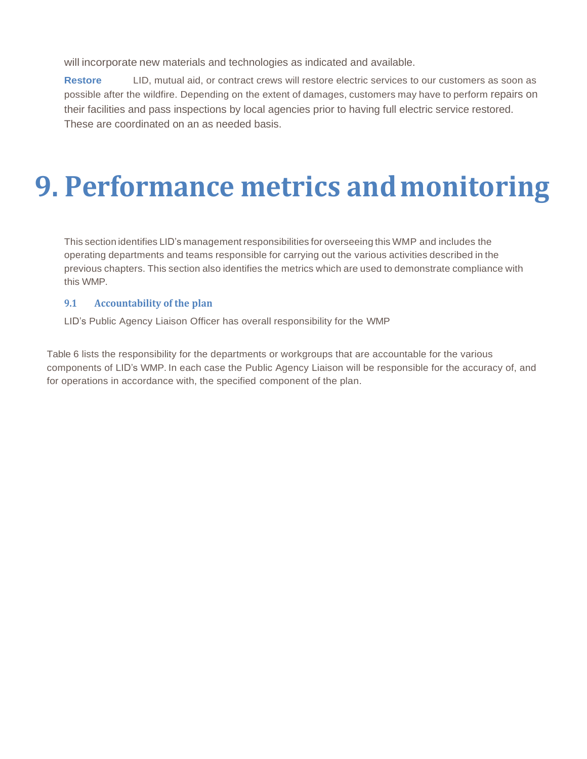will incorporate new materials and technologies as indicated and available.

**Restore** LID, mutual aid, or contract crews will restore electric services to our customers as soon as possible after the wildfire. Depending on the extent of damages, customers may have to perform repairs on their facilities and pass inspections by local agencies prior to having full electric service restored. These are coordinated on an as needed basis.

# 9. Performance metrics and monitoring

This section identifies LID's management responsibilities for overseeing this WMP and includes the operating departments and teams responsible for carrying out the various activities described in the previous chapters. This section also identifies the metrics which are used to demonstrate compliance with this WMP.

## 9.1 Accountability of the plan

LID's Public Agency Liaison Officer has overall responsibility for the WMP

Table 6 lists the responsibility for the departments or workgroups that are accountable for the various components of LID's WMP. In each case the Public Agency Liaison will be responsible for the accuracy of, and for operations in accordance with, the specified component of the plan.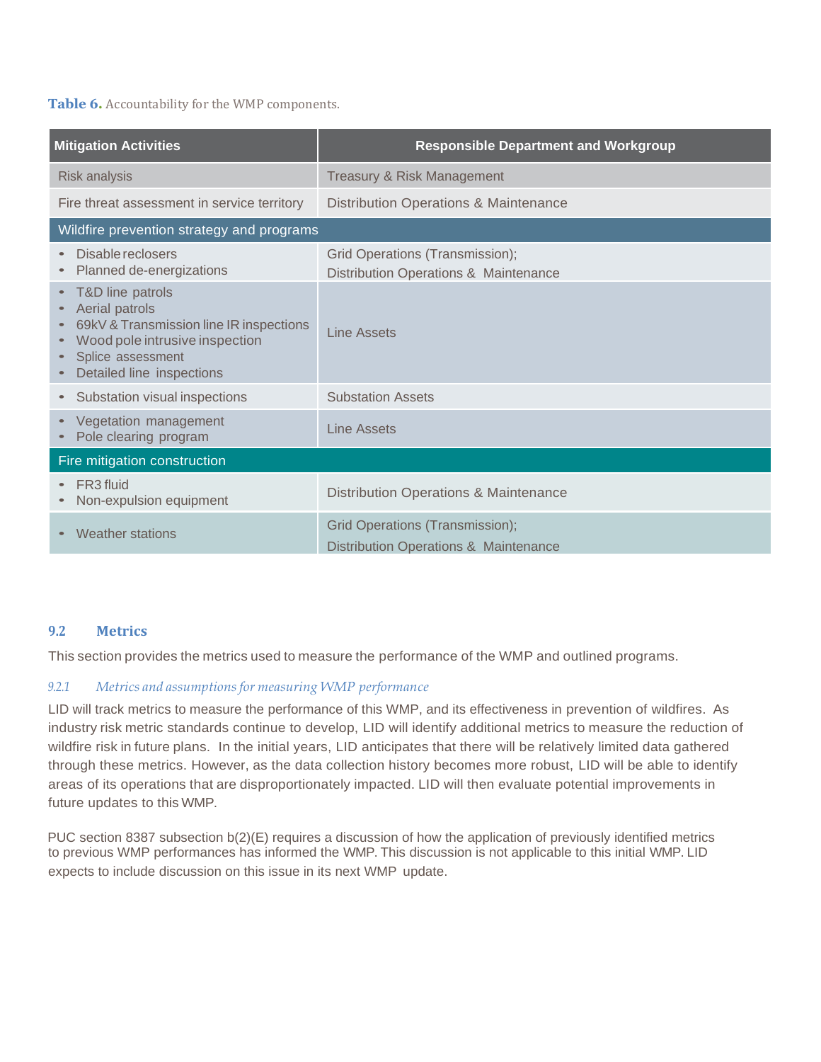**Table 6.** Accountability for the WMP components.

| Mitigation Activities | Responsible Department and Workgroup |
|---|---|
| Risk analysis | Treasury & Risk Management |
| Fire threat assessment in service territory | Distribution Operations & Maintenance |
| **Wildfire prevention strategy and programs** | |
| • Disable reclosers<br>• Planned de-energizations | Grid Operations (Transmission);<br>Distribution Operations & Maintenance |
| • T&D line patrols<br>• Aerial patrols<br>• 69kV & Transmission line IR inspections<br>• Wood pole intrusive inspection<br>• Splice assessment<br>• Detailed line inspections | Line Assets |
| • Substation visual inspections | Substation Assets |
| • Vegetation management<br>• Pole clearing program | Line Assets |
| **Fire mitigation construction** | |
| • FR3 fluid<br>• Non-expulsion equipment | Distribution Operations & Maintenance |
| • Weather stations | Grid Operations (Transmission);<br>Distribution Operations & Maintenance |

## 9.2 Metrics

This section provides the metrics used to measure the performance of the WMP and outlined programs.

### *9.2.1 Metrics and assumptions for measuring WMP performance*

LID will track metrics to measure the performance of this WMP, and its effectiveness in prevention of wildfires. As industry risk metric standards continue to develop, LID will identify additional metrics to measure the reduction of wildfire risk in future plans. In the initial years, LID anticipates that there will be relatively limited data gathered through these metrics. However, as the data collection history becomes more robust, LID will be able to identify areas of its operations that are disproportionately impacted. LID will then evaluate potential improvements in future updates to this WMP.

PUC section 8387 subsection b(2)(E) requires a discussion of how the application of previously identified metrics to previous WMP performances has informed the WMP. This discussion is not applicable to this initial WMP. LID expects to include discussion on this issue in its next WMP update.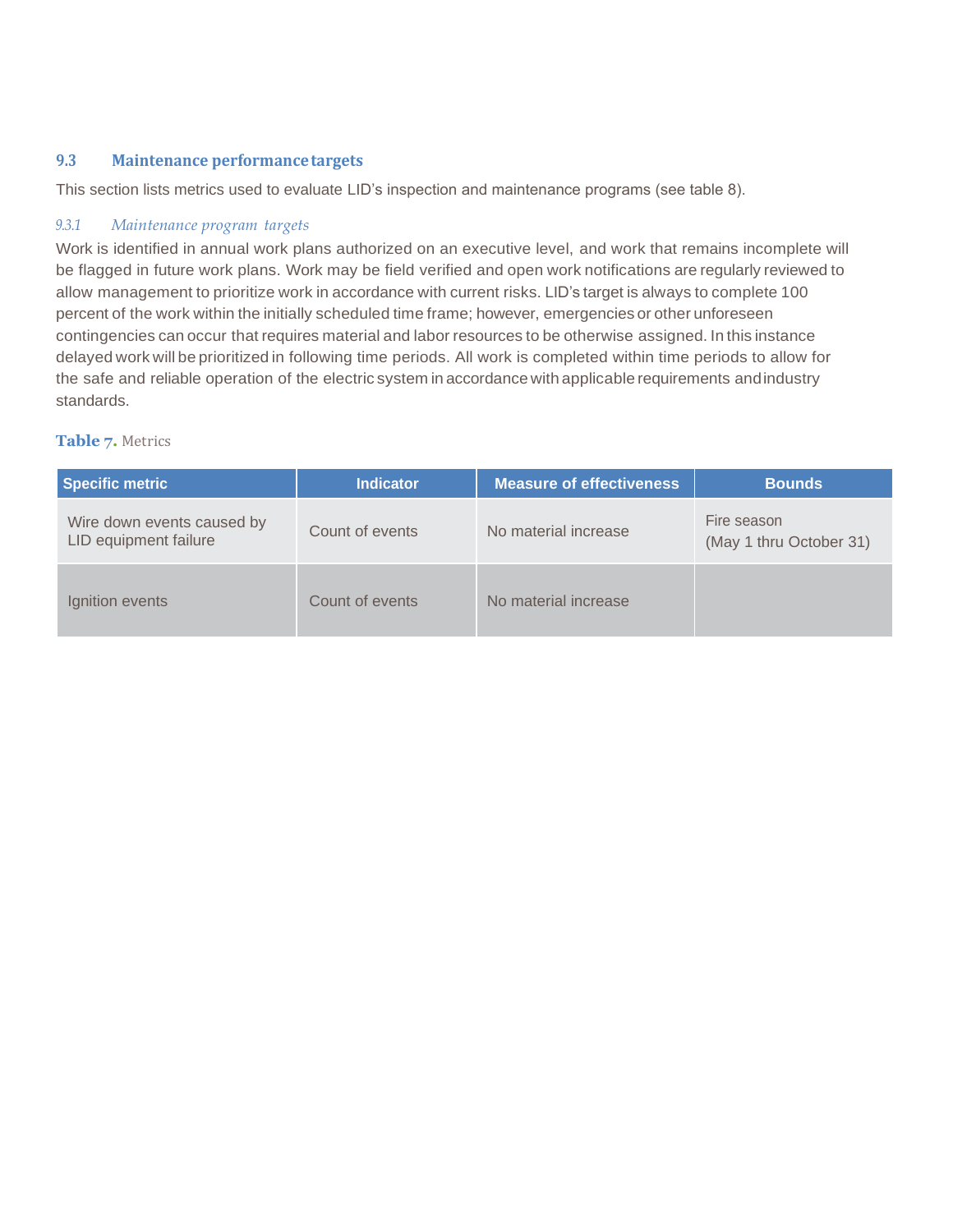### 9.3 Maintenance performance targets

This section lists metrics used to evaluate LID's inspection and maintenance programs (see table 8).

#### *9.3.1 Maintenance program targets*

Work is identified in annual work plans authorized on an executive level, and work that remains incomplete will be flagged in future work plans. Work may be field verified and open work notifications are regularly reviewed to allow management to prioritize work in accordance with current risks. LID's target is always to complete 100 percent of the work within the initially scheduled time frame; however, emergencies or other unforeseen contingencies can occur that requires material and labor resources to be otherwise assigned. In this instance delayed work will be prioritized in following time periods. All work is completed within time periods to allow for the safe and reliable operation of the electric system in accordance with applicable requirements and industry standards.

**Table 7.** Metrics

| Specific metric | Indicator | Measure of effectiveness | Bounds |
|---|---|---|---|
| Wire down events caused by LID equipment failure | Count of events | No material increase | Fire season (May 1 thru October 31) |
| Ignition events | Count of events | No material increase | |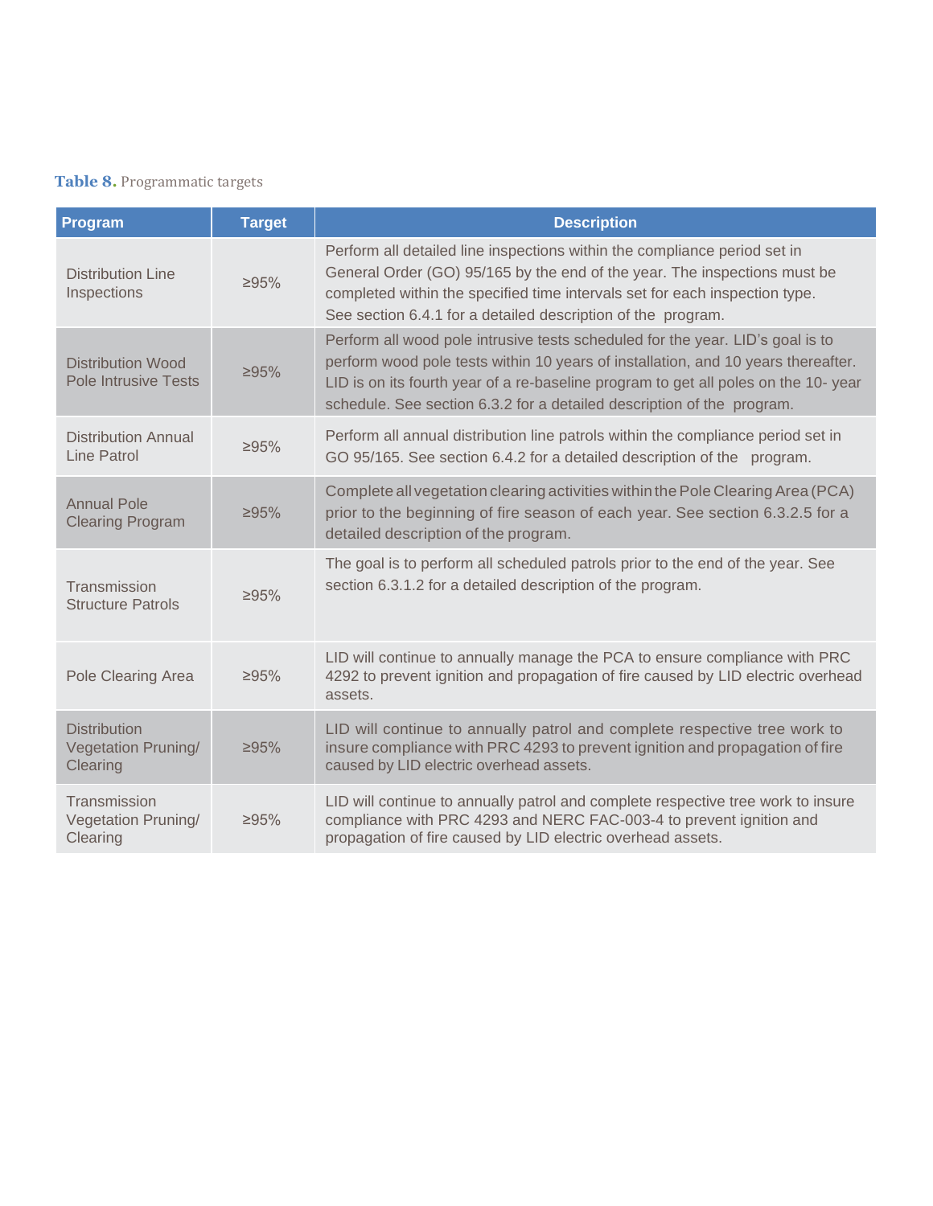**Table 8.** Programmatic targets

| Program | Target | Description |
|---|---|---|
| Distribution Line Inspections | ≥95% | Perform all detailed line inspections within the compliance period set in General Order (GO) 95/165 by the end of the year. The inspections must be completed within the specified time intervals set for each inspection type. See section 6.4.1 for a detailed description of the program. |
| Distribution Wood Pole Intrusive Tests | ≥95% | Perform all wood pole intrusive tests scheduled for the year. LID's goal is to perform wood pole tests within 10 years of installation, and 10 years thereafter. LID is on its fourth year of a re-baseline program to get all poles on the 10- year schedule. See section 6.3.2 for a detailed description of the program. |
| Distribution Annual Line Patrol | ≥95% | Perform all annual distribution line patrols within the compliance period set in GO 95/165. See section 6.4.2 for a detailed description of the program. |
| Annual Pole Clearing Program | ≥95% | Complete all vegetation clearing activities within the Pole Clearing Area (PCA) prior to the beginning of fire season of each year. See section 6.3.2.5 for a detailed description of the program. |
| Transmission Structure Patrols | ≥95% | The goal is to perform all scheduled patrols prior to the end of the year. See section 6.3.1.2 for a detailed description of the program. |
| Pole Clearing Area | ≥95% | LID will continue to annually manage the PCA to ensure compliance with PRC 4292 to prevent ignition and propagation of fire caused by LID electric overhead assets. |
| Distribution Vegetation Pruning/ Clearing | ≥95% | LID will continue to annually patrol and complete respective tree work to insure compliance with PRC 4293 to prevent ignition and propagation of fire caused by LID electric overhead assets. |
| Transmission Vegetation Pruning/ Clearing | ≥95% | LID will continue to annually patrol and complete respective tree work to insure compliance with PRC 4293 and NERC FAC-003-4 to prevent ignition and propagation of fire caused by LID electric overhead assets. |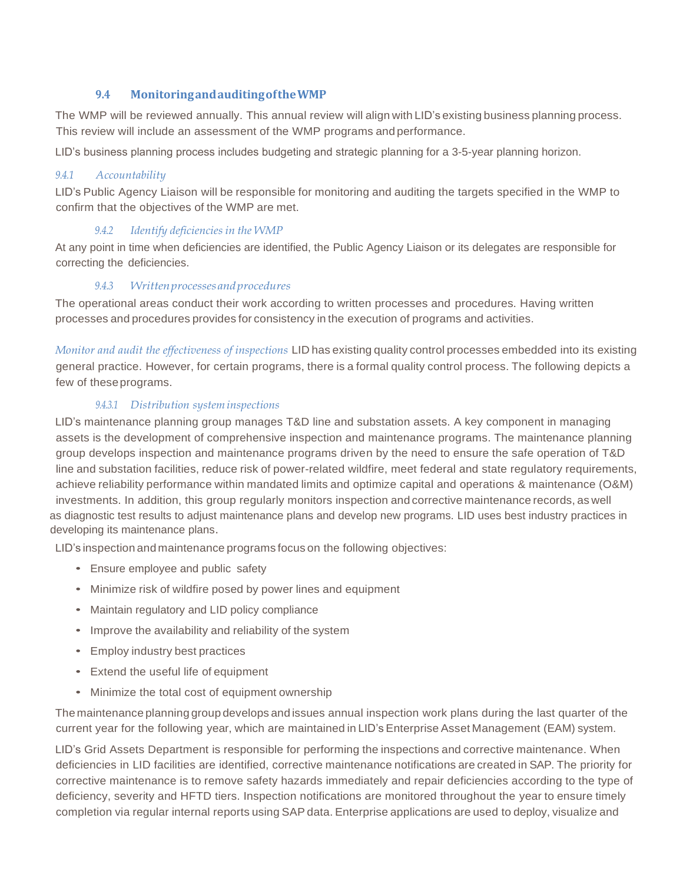## 9.4 Monitoring and auditing of the WMP

The WMP will be reviewed annually. This annual review will align with LID's existing business planning process. This review will include an assessment of the WMP programs and performance.

LID's business planning process includes budgeting and strategic planning for a 3-5-year planning horizon.

### *9.4.1 Accountability*

LID's Public Agency Liaison will be responsible for monitoring and auditing the targets specified in the WMP to confirm that the objectives of the WMP are met.

### *9.4.2 Identify deficiencies in the WMP*

At any point in time when deficiencies are identified, the Public Agency Liaison or its delegates are responsible for correcting the deficiencies.

### *9.4.3 Written processes and procedures*

The operational areas conduct their work according to written processes and procedures. Having written processes and procedures provides for consistency in the execution of programs and activities.

*Monitor and audit the effectiveness of inspections* LID has existing quality control processes embedded into its existing general practice. However, for certain programs, there is a formal quality control process. The following depicts a few of these programs.

#### *9.4.3.1 Distribution system inspections*

LID's maintenance planning group manages T&D line and substation assets. A key component in managing assets is the development of comprehensive inspection and maintenance programs. The maintenance planning group develops inspection and maintenance programs driven by the need to ensure the safe operation of T&D line and substation facilities, reduce risk of power-related wildfire, meet federal and state regulatory requirements, achieve reliability performance within mandated limits and optimize capital and operations & maintenance (O&M) investments. In addition, this group regularly monitors inspection and corrective maintenance records, as well as diagnostic test results to adjust maintenance plans and develop new programs. LID uses best industry practices in developing its maintenance plans.

LID's inspection and maintenance programs focus on the following objectives:

- Ensure employee and public safety
- Minimize risk of wildfire posed by power lines and equipment
- Maintain regulatory and LID policy compliance
- Improve the availability and reliability of the system
- Employ industry best practices
- Extend the useful life of equipment
- Minimize the total cost of equipment ownership

The maintenance planning group develops and issues annual inspection work plans during the last quarter of the current year for the following year, which are maintained in LID's Enterprise Asset Management (EAM) system.

LID's Grid Assets Department is responsible for performing the inspections and corrective maintenance. When deficiencies in LID facilities are identified, corrective maintenance notifications are created in SAP. The priority for corrective maintenance is to remove safety hazards immediately and repair deficiencies according to the type of deficiency, severity and HFTD tiers. Inspection notifications are monitored throughout the year to ensure timely completion via regular internal reports using SAP data. Enterprise applications are used to deploy, visualize and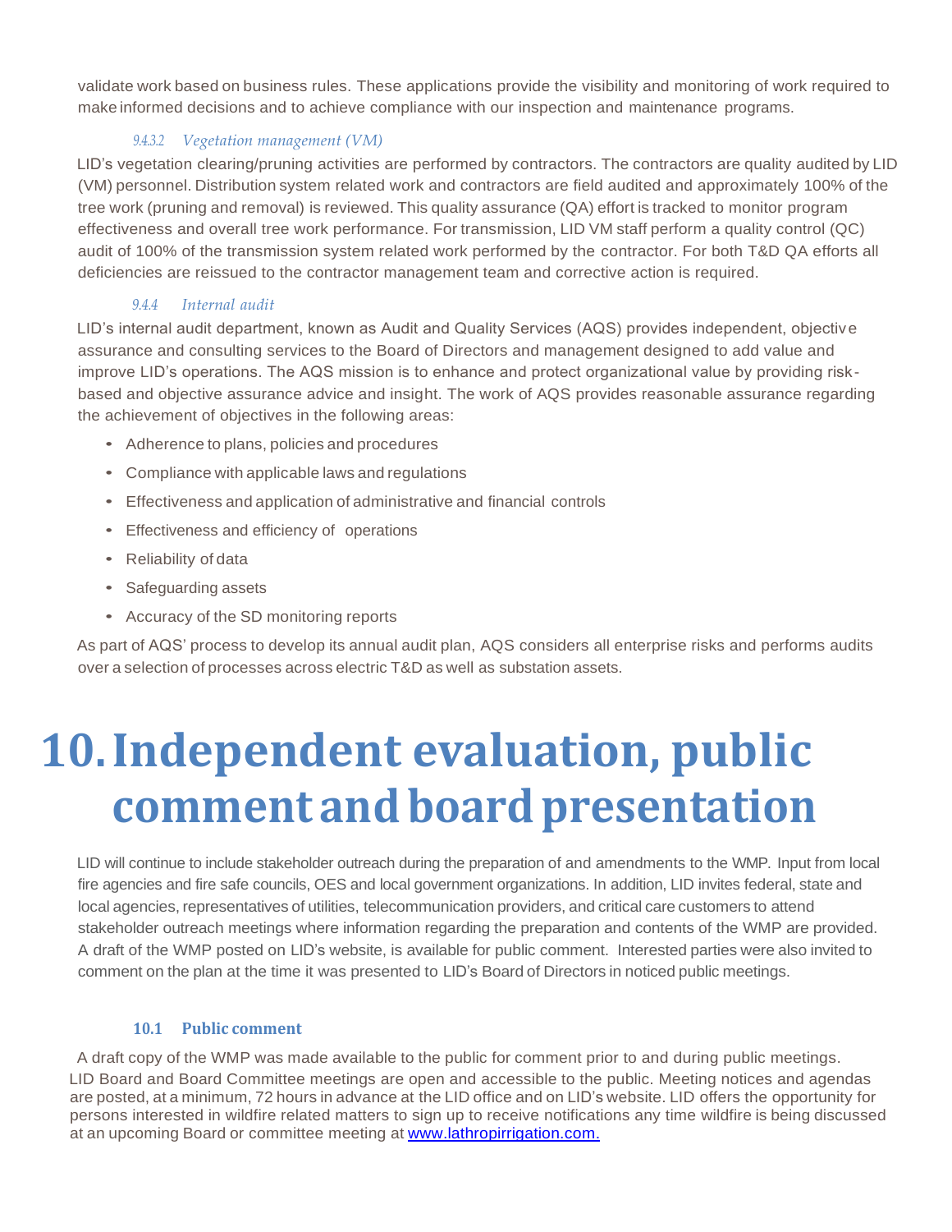validate work based on business rules. These applications provide the visibility and monitoring of work required to make informed decisions and to achieve compliance with our inspection and maintenance programs.

#### 9.4.3.2 Vegetation management (VM)

LID's vegetation clearing/pruning activities are performed by contractors. The contractors are quality audited by LID (VM) personnel. Distribution system related work and contractors are field audited and approximately 100% of the tree work (pruning and removal) is reviewed. This quality assurance (QA) effort is tracked to monitor program effectiveness and overall tree work performance. For transmission, LID VM staff perform a quality control (QC) audit of 100% of the transmission system related work performed by the contractor. For both T&D QA efforts all deficiencies are reissued to the contractor management team and corrective action is required.

### 9.4.4 Internal audit

LID's internal audit department, known as Audit and Quality Services (AQS) provides independent, objective assurance and consulting services to the Board of Directors and management designed to add value and improve LID's operations. The AQS mission is to enhance and protect organizational value by providing risk-based and objective assurance advice and insight. The work of AQS provides reasonable assurance regarding the achievement of objectives in the following areas:

- Adherence to plans, policies and procedures
- Compliance with applicable laws and regulations
- Effectiveness and application of administrative and financial controls
- Effectiveness and efficiency of operations
- Reliability of data
- Safeguarding assets
- Accuracy of the SD monitoring reports

As part of AQS' process to develop its annual audit plan, AQS considers all enterprise risks and performs audits over a selection of processes across electric T&D as well as substation assets.

# 10. Independent evaluation, public comment and board presentation

LID will continue to include stakeholder outreach during the preparation of and amendments to the WMP. Input from local fire agencies and fire safe councils, OES and local government organizations. In addition, LID invites federal, state and local agencies, representatives of utilities, telecommunication providers, and critical care customers to attend stakeholder outreach meetings where information regarding the preparation and contents of the WMP are provided. A draft of the WMP posted on LID's website, is available for public comment. Interested parties were also invited to comment on the plan at the time it was presented to LID's Board of Directors in noticed public meetings.

## 10.1 Public comment

A draft copy of the WMP was made available to the public for comment prior to and during public meetings. LID Board and Board Committee meetings are open and accessible to the public. Meeting notices and agendas are posted, at a minimum, 72 hours in advance at the LID office and on LID's website. LID offers the opportunity for persons interested in wildfire related matters to sign up to receive notifications any time wildfire is being discussed at an upcoming Board or committee meeting at [www.lathropirrigation.com.](http://www.lathropirrigation.com)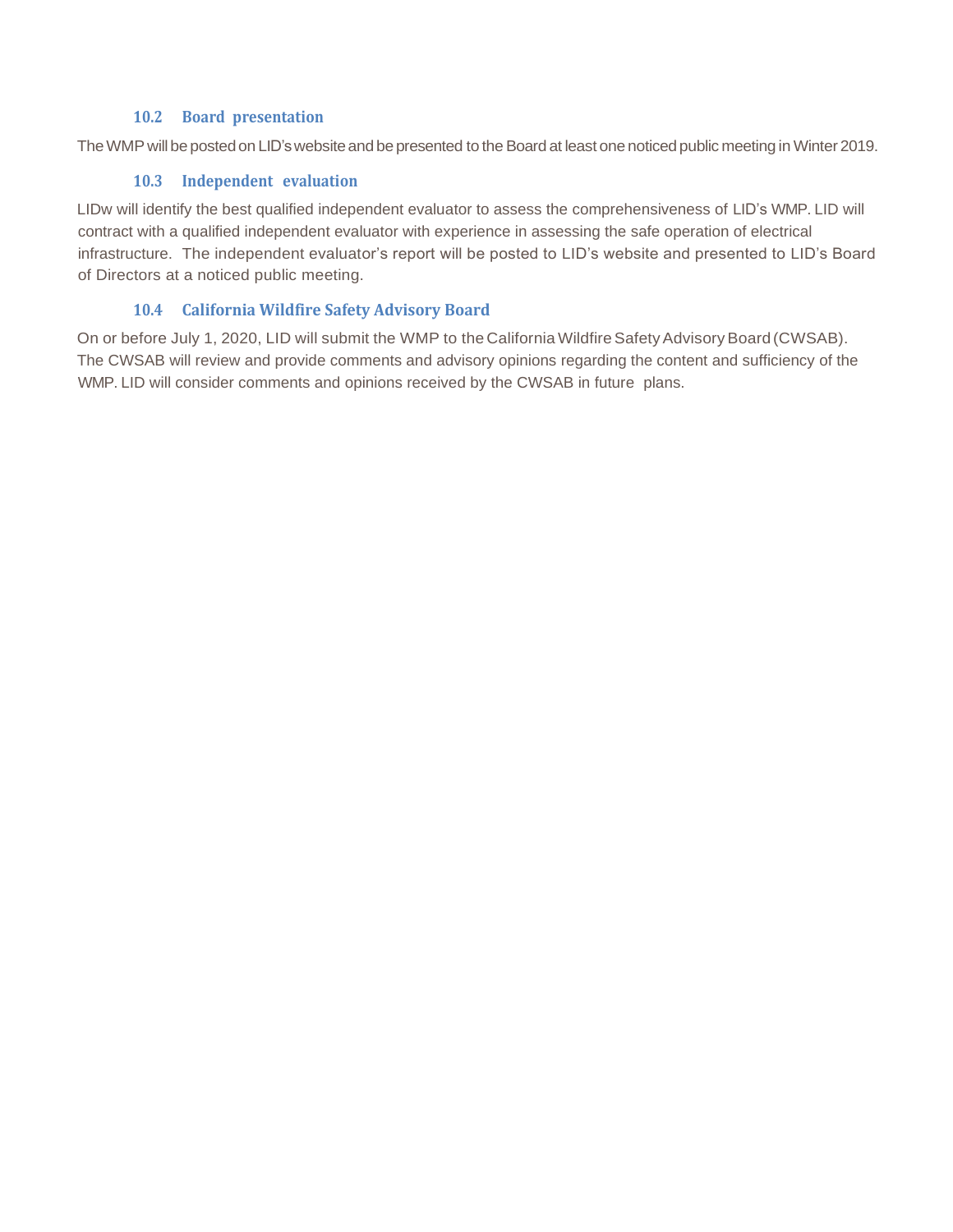### 10.2 Board presentation

The WMP will be posted on LID's website and be presented to the Board at least one noticed public meeting in Winter 2019.

### 10.3 Independent evaluation

LIDw will identify the best qualified independent evaluator to assess the comprehensiveness of LID's WMP. LID will contract with a qualified independent evaluator with experience in assessing the safe operation of electrical infrastructure. The independent evaluator's report will be posted to LID's website and presented to LID's Board of Directors at a noticed public meeting.

### 10.4 California Wildfire Safety Advisory Board

On or before July 1, 2020, LID will submit the WMP to the California Wildfire Safety Advisory Board (CWSAB). The CWSAB will review and provide comments and advisory opinions regarding the content and sufficiency of the WMP. LID will consider comments and opinions received by the CWSAB in future plans.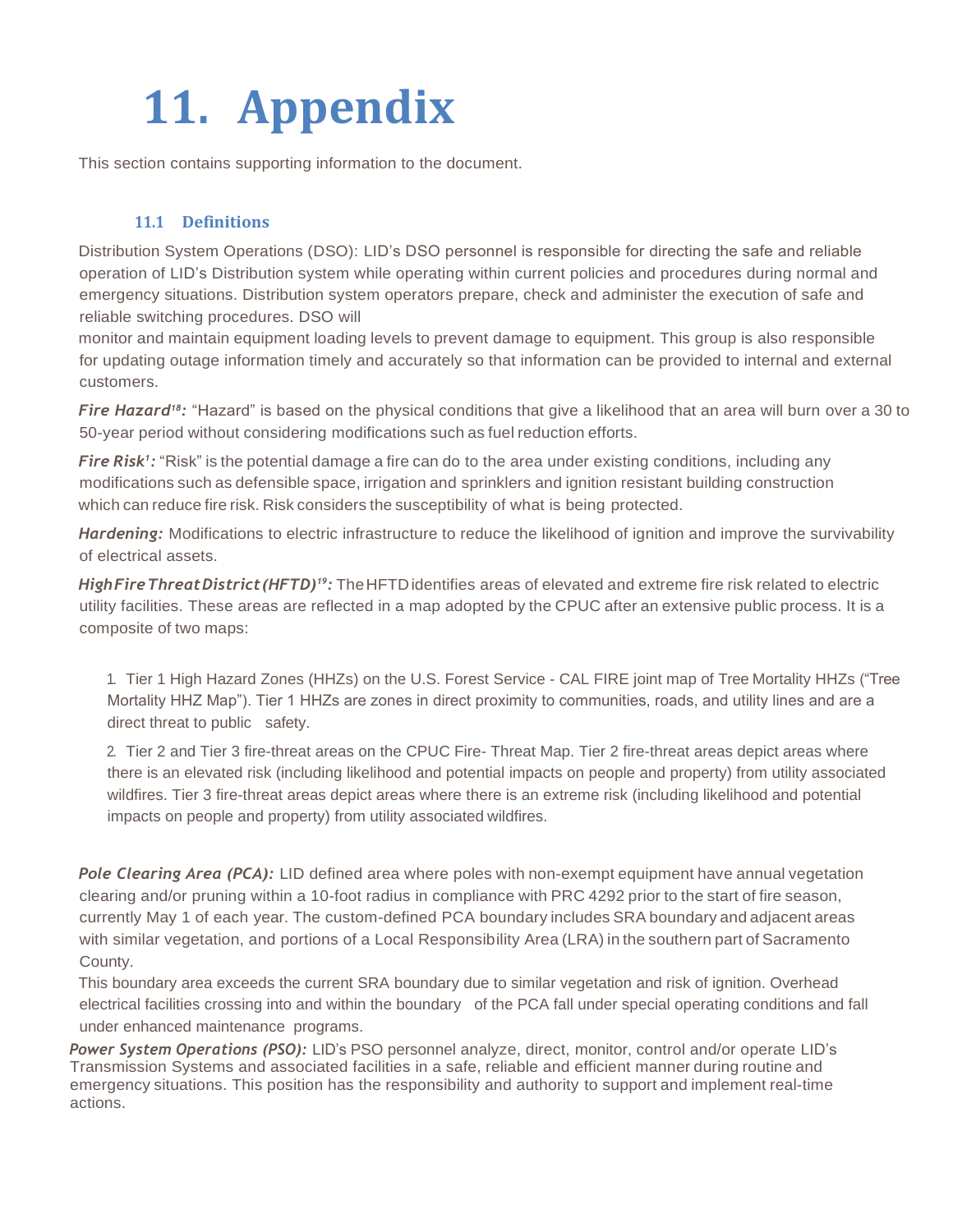# 11. Appendix

This section contains supporting information to the document.

## 11.1 Definitions

Distribution System Operations (DSO): LID's DSO personnel is responsible for directing the safe and reliable operation of LID's Distribution system while operating within current policies and procedures during normal and emergency situations. Distribution system operators prepare, check and administer the execution of safe and reliable switching procedures. DSO will monitor and maintain equipment loading levels to prevent damage to equipment. This group is also responsible for updating outage information timely and accurately so that information can be provided to internal and external customers.

***Fire Hazard*[18]*:*** "Hazard" is based on the physical conditions that give a likelihood that an area will burn over a 30 to 50-year period without considering modifications such as fuel reduction efforts.

***Fire Risk*[1]*:*** "Risk" is the potential damage a fire can do to the area under existing conditions, including any modifications such as defensible space, irrigation and sprinklers and ignition resistant building construction which can reduce fire risk. Risk considers the susceptibility of what is being protected.

***Hardening:*** Modifications to electric infrastructure to reduce the likelihood of ignition and improve the survivability of electrical assets.

***High Fire Threat District (HFTD)*[19]*:*** The HFTD identifies areas of elevated and extreme fire risk related to electric utility facilities. These areas are reflected in a map adopted by the CPUC after an extensive public process. It is a composite of two maps:

1. Tier 1 High Hazard Zones (HHZs) on the U.S. Forest Service - CAL FIRE joint map of Tree Mortality HHZs ("Tree Mortality HHZ Map"). Tier 1 HHZs are zones in direct proximity to communities, roads, and utility lines and are a direct threat to public safety.
2. Tier 2 and Tier 3 fire-threat areas on the CPUC Fire- Threat Map. Tier 2 fire-threat areas depict areas where there is an elevated risk (including likelihood and potential impacts on people and property) from utility associated wildfires. Tier 3 fire-threat areas depict areas where there is an extreme risk (including likelihood and potential impacts on people and property) from utility associated wildfires.

***Pole Clearing Area (PCA):*** LID defined area where poles with non-exempt equipment have annual vegetation clearing and/or pruning within a 10-foot radius in compliance with PRC 4292 prior to the start of fire season, currently May 1 of each year. The custom-defined PCA boundary includes SRA boundary and adjacent areas with similar vegetation, and portions of a Local Responsibility Area (LRA) in the southern part of Sacramento County.

This boundary area exceeds the current SRA boundary due to similar vegetation and risk of ignition. Overhead electrical facilities crossing into and within the boundary of the PCA fall under special operating conditions and fall under enhanced maintenance programs.

***Power System Operations (PSO):*** LID's PSO personnel analyze, direct, monitor, control and/or operate LID's Transmission Systems and associated facilities in a safe, reliable and efficient manner during routine and emergency situations. This position has the responsibility and authority to support and implement real-time actions.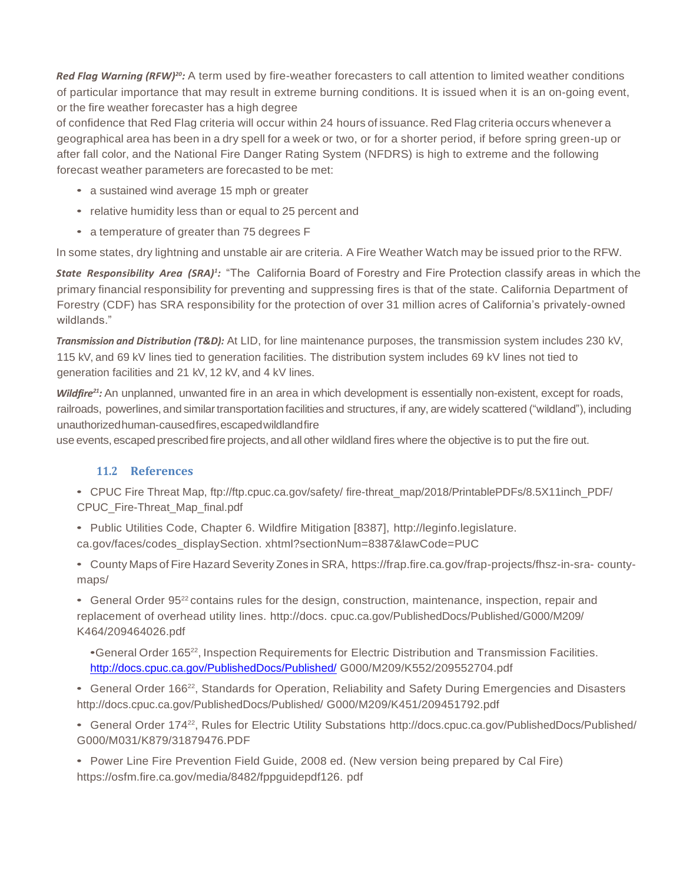***Red Flag Warning (RFW)[20]:*** A term used by fire-weather forecasters to call attention to limited weather conditions of particular importance that may result in extreme burning conditions. It is issued when it is an on-going event, or the fire weather forecaster has a high degree of confidence that Red Flag criteria will occur within 24 hours of issuance. Red Flag criteria occurs whenever a geographical area has been in a dry spell for a week or two, or for a shorter period, if before spring green-up or after fall color, and the National Fire Danger Rating System (NFDRS) is high to extreme and the following forecast weather parameters are forecasted to be met:

- a sustained wind average 15 mph or greater
- relative humidity less than or equal to 25 percent and
- a temperature of greater than 75 degrees F

In some states, dry lightning and unstable air are criteria. A Fire Weather Watch may be issued prior to the RFW.

***State Responsibility Area (SRA)[1]:*** "The California Board of Forestry and Fire Protection classify areas in which the primary financial responsibility for preventing and suppressing fires is that of the state. California Department of Forestry (CDF) has SRA responsibility for the protection of over 31 million acres of California's privately-owned wildlands."

***Transmission and Distribution (T&D):*** At LID, for line maintenance purposes, the transmission system includes 230 kV, 115 kV, and 69 kV lines tied to generation facilities. The distribution system includes 69 kV lines not tied to generation facilities and 21 kV, 12 kV, and 4 kV lines.

***Wildfire[21]:*** An unplanned, unwanted fire in an area in which development is essentially non-existent, except for roads, railroads, powerlines, and similar transportation facilities and structures, if any, are widely scattered ("wildland"), including unauthorized human-caused fires, escaped wildland fire use events, escaped prescribed fire projects, and all other wildland fires where the objective is to put the fire out.

## 11.2 References

- CPUC Fire Threat Map, ftp://ftp.cpuc.ca.gov/safety/ fire-threat_map/2018/PrintablePDFs/8.5X11inch_PDF/ CPUC_Fire-Threat_Map_final.pdf
- Public Utilities Code, Chapter 6. Wildfire Mitigation [8387], http://leginfo.legislature. ca.gov/faces/codes_displaySection. xhtml?sectionNum=8387&lawCode=PUC
- County Maps of Fire Hazard Severity Zones in SRA, https://frap.fire.ca.gov/frap-projects/fhsz-in-sra- county-maps/
- General Order 95[22] contains rules for the design, construction, maintenance, inspection, repair and replacement of overhead utility lines. http://docs. cpuc.ca.gov/PublishedDocs/Published/G000/M209/ K464/209464026.pdf
- General Order 165[22], Inspection Requirements for Electric Distribution and Transmission Facilities. http://docs.cpuc.ca.gov/PublishedDocs/Published/ G000/M209/K552/209552704.pdf
- General Order 166[22], Standards for Operation, Reliability and Safety During Emergencies and Disasters http://docs.cpuc.ca.gov/PublishedDocs/Published/ G000/M209/K451/209451792.pdf
- General Order 174[22], Rules for Electric Utility Substations http://docs.cpuc.ca.gov/PublishedDocs/Published/ G000/M031/K879/31879476.PDF
- Power Line Fire Prevention Field Guide, 2008 ed. (New version being prepared by Cal Fire) https://osfm.fire.ca.gov/media/8482/fppguidepdf126. pdf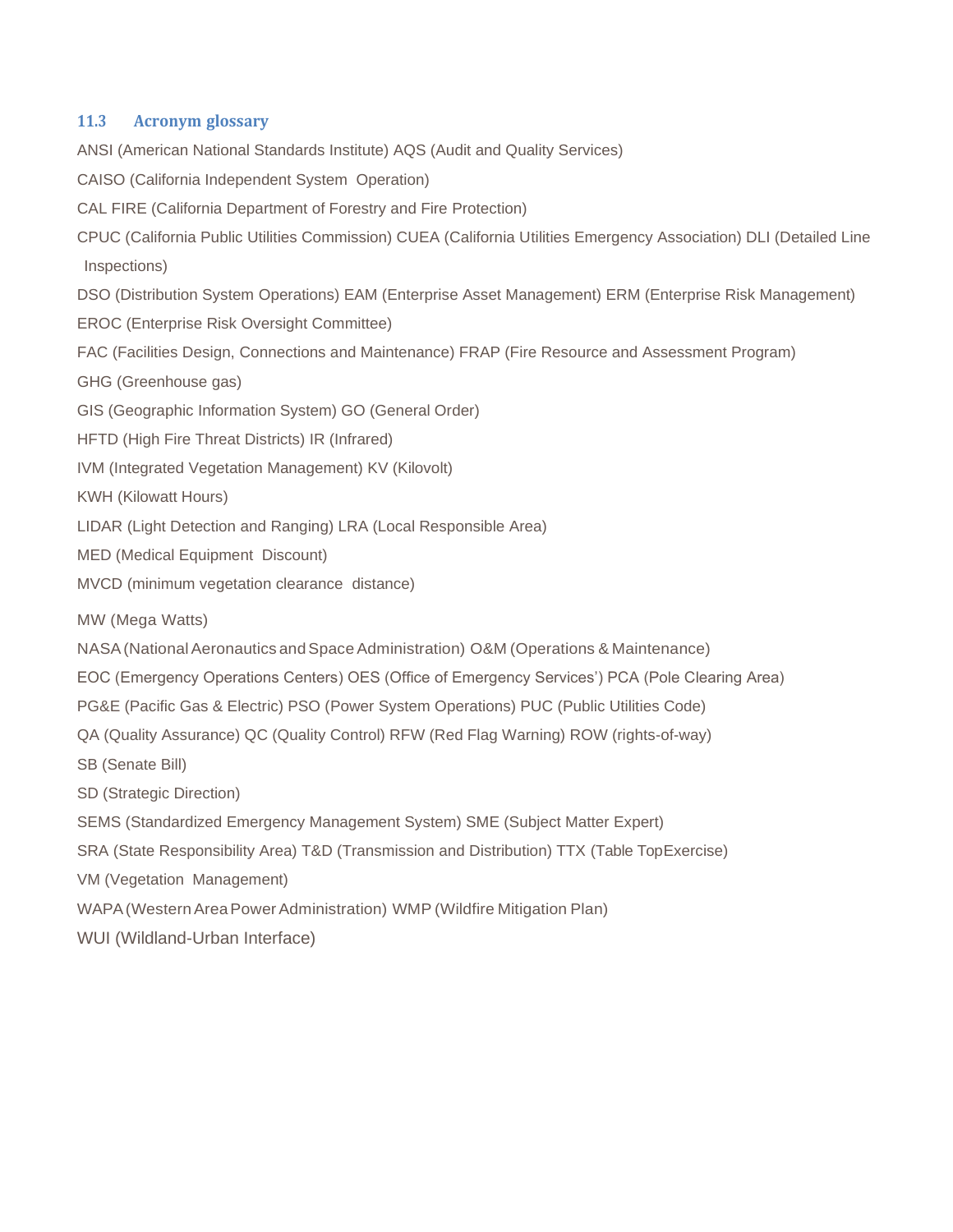### 11.3 Acronym glossary

ANSI (American National Standards Institute) AQS (Audit and Quality Services)

CAISO (California Independent System Operation)

CAL FIRE (California Department of Forestry and Fire Protection)

CPUC (California Public Utilities Commission) CUEA (California Utilities Emergency Association) DLI (Detailed Line Inspections)

DSO (Distribution System Operations) EAM (Enterprise Asset Management) ERM (Enterprise Risk Management)

EROC (Enterprise Risk Oversight Committee)

FAC (Facilities Design, Connections and Maintenance) FRAP (Fire Resource and Assessment Program)

GHG (Greenhouse gas)

GIS (Geographic Information System) GO (General Order)

HFTD (High Fire Threat Districts) IR (Infrared)

IVM (Integrated Vegetation Management) KV (Kilovolt)

KWH (Kilowatt Hours)

LIDAR (Light Detection and Ranging) LRA (Local Responsible Area)

MED (Medical Equipment Discount)

MVCD (minimum vegetation clearance distance)

MW (Mega Watts)

NASA (National Aeronautics and Space Administration) O&M (Operations & Maintenance)

EOC (Emergency Operations Centers) OES (Office of Emergency Services') PCA (Pole Clearing Area)

PG&E (Pacific Gas & Electric) PSO (Power System Operations) PUC (Public Utilities Code)

QA (Quality Assurance) QC (Quality Control) RFW (Red Flag Warning) ROW (rights-of-way)

SB (Senate Bill)

SD (Strategic Direction)

SEMS (Standardized Emergency Management System) SME (Subject Matter Expert)

SRA (State Responsibility Area) T&D (Transmission and Distribution) TTX (Table TopExercise)

VM (Vegetation Management)

WAPA (Western Area Power Administration) WMP (Wildfire Mitigation Plan)

WUI (Wildland-Urban Interface)